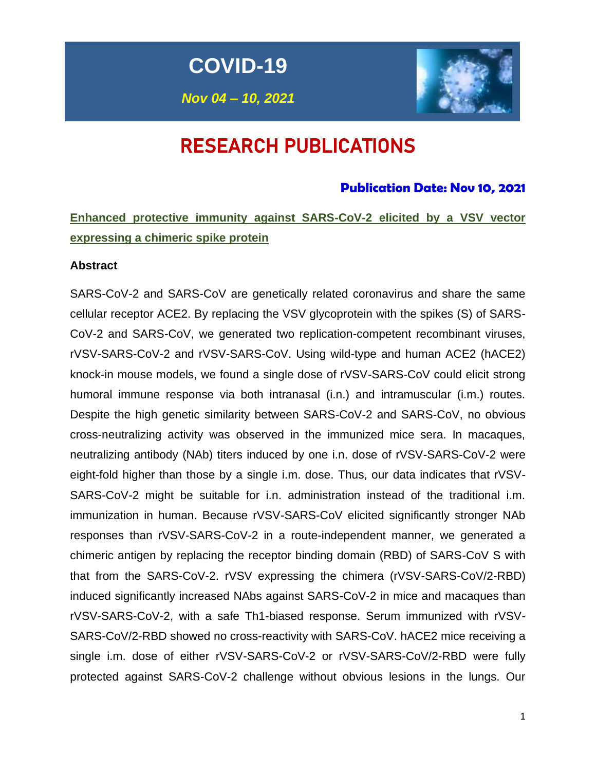# COVID-19

***Nov 04 – 10, 2021***

# RESEARCH PUBLICATIONS

### Publication Date: Nov 10, 2021

## Enhanced protective immunity against SARS-CoV-2 elicited by a VSV vector expressing a chimeric spike protein

**Abstract**

SARS-CoV-2 and SARS-CoV are genetically related coronavirus and share the same cellular receptor ACE2. By replacing the VSV glycoprotein with the spikes (S) of SARS-CoV-2 and SARS-CoV, we generated two replication-competent recombinant viruses, rVSV-SARS-CoV-2 and rVSV-SARS-CoV. Using wild-type and human ACE2 (hACE2) knock-in mouse models, we found a single dose of rVSV-SARS-CoV could elicit strong humoral immune response via both intranasal (i.n.) and intramuscular (i.m.) routes. Despite the high genetic similarity between SARS-CoV-2 and SARS-CoV, no obvious cross-neutralizing activity was observed in the immunized mice sera. In macaques, neutralizing antibody (NAb) titers induced by one i.n. dose of rVSV-SARS-CoV-2 were eight-fold higher than those by a single i.m. dose. Thus, our data indicates that rVSV-SARS-CoV-2 might be suitable for i.n. administration instead of the traditional i.m. immunization in human. Because rVSV-SARS-CoV elicited significantly stronger NAb responses than rVSV-SARS-CoV-2 in a route-independent manner, we generated a chimeric antigen by replacing the receptor binding domain (RBD) of SARS-CoV S with that from the SARS-CoV-2. rVSV expressing the chimera (rVSV-SARS-CoV/2-RBD) induced significantly increased NAbs against SARS-CoV-2 in mice and macaques than rVSV-SARS-CoV-2, with a safe Th1-biased response. Serum immunized with rVSV-SARS-CoV/2-RBD showed no cross-reactivity with SARS-CoV. hACE2 mice receiving a single i.m. dose of either rVSV-SARS-CoV-2 or rVSV-SARS-CoV/2-RBD were fully protected against SARS-CoV-2 challenge without obvious lesions in the lungs. Our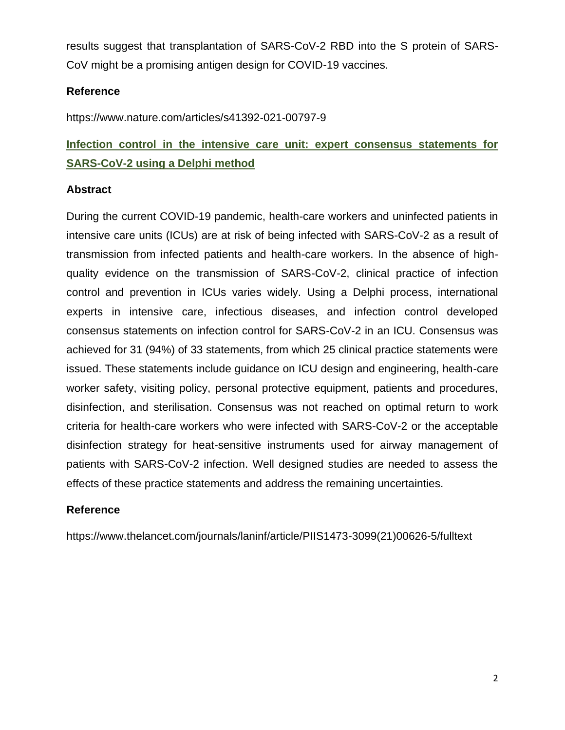results suggest that transplantation of SARS-CoV-2 RBD into the S protein of SARS-CoV might be a promising antigen design for COVID-19 vaccines.

### Reference

https://www.nature.com/articles/s41392-021-00797-9

## Infection control in the intensive care unit: expert consensus statements for SARS-CoV-2 using a Delphi method

### Abstract

During the current COVID-19 pandemic, health-care workers and uninfected patients in intensive care units (ICUs) are at risk of being infected with SARS-CoV-2 as a result of transmission from infected patients and health-care workers. In the absence of high-quality evidence on the transmission of SARS-CoV-2, clinical practice of infection control and prevention in ICUs varies widely. Using a Delphi process, international experts in intensive care, infectious diseases, and infection control developed consensus statements on infection control for SARS-CoV-2 in an ICU. Consensus was achieved for 31 (94%) of 33 statements, from which 25 clinical practice statements were issued. These statements include guidance on ICU design and engineering, health-care worker safety, visiting policy, personal protective equipment, patients and procedures, disinfection, and sterilisation. Consensus was not reached on optimal return to work criteria for health-care workers who were infected with SARS-CoV-2 or the acceptable disinfection strategy for heat-sensitive instruments used for airway management of patients with SARS-CoV-2 infection. Well designed studies are needed to assess the effects of these practice statements and address the remaining uncertainties.

### Reference

https://www.thelancet.com/journals/laninf/article/PIIS1473-3099(21)00626-5/fulltext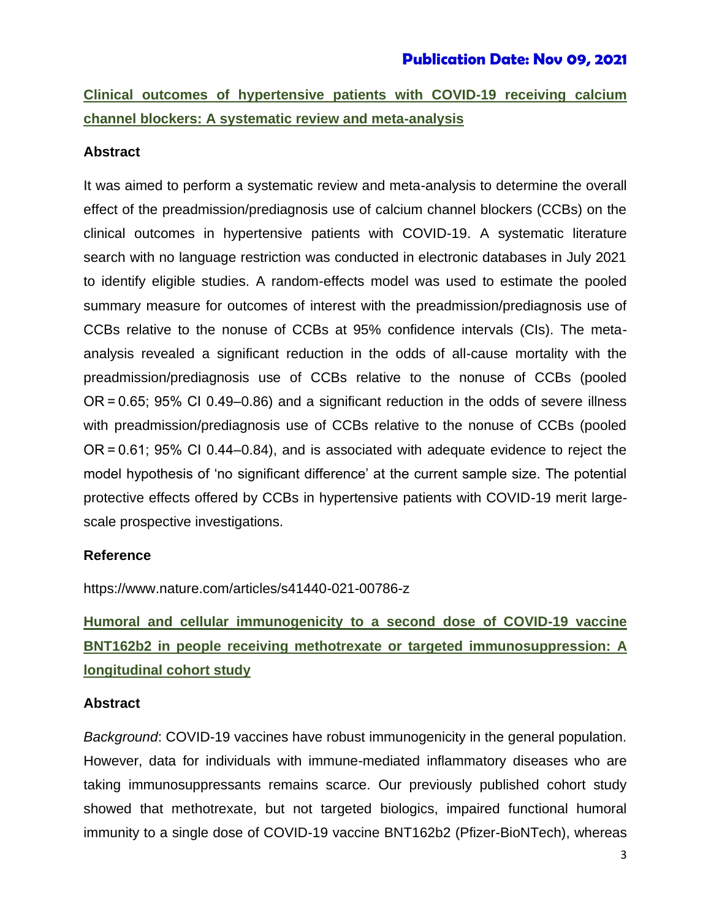**Publication Date: Nov 09, 2021**

## [Clinical outcomes of hypertensive patients with COVID-19 receiving calcium channel blockers: A systematic review and meta-analysis]

### Abstract

It was aimed to perform a systematic review and meta-analysis to determine the overall effect of the preadmission/prediagnosis use of calcium channel blockers (CCBs) on the clinical outcomes in hypertensive patients with COVID-19. A systematic literature search with no language restriction was conducted in electronic databases in July 2021 to identify eligible studies. A random-effects model was used to estimate the pooled summary measure for outcomes of interest with the preadmission/prediagnosis use of CCBs relative to the nonuse of CCBs at 95% confidence intervals (CIs). The meta-analysis revealed a significant reduction in the odds of all-cause mortality with the preadmission/prediagnosis use of CCBs relative to the nonuse of CCBs (pooled OR = 0.65; 95% CI 0.49–0.86) and a significant reduction in the odds of severe illness with preadmission/prediagnosis use of CCBs relative to the nonuse of CCBs (pooled OR = 0.61; 95% CI 0.44–0.84), and is associated with adequate evidence to reject the model hypothesis of 'no significant difference' at the current sample size. The potential protective effects offered by CCBs in hypertensive patients with COVID-19 merit large-scale prospective investigations.

### Reference

https://www.nature.com/articles/s41440-021-00786-z

## [Humoral and cellular immunogenicity to a second dose of COVID-19 vaccine BNT162b2 in people receiving methotrexate or targeted immunosuppression: A longitudinal cohort study]

### Abstract

*Background*: COVID-19 vaccines have robust immunogenicity in the general population. However, data for individuals with immune-mediated inflammatory diseases who are taking immunosuppressants remains scarce. Our previously published cohort study showed that methotrexate, but not targeted biologics, impaired functional humoral immunity to a single dose of COVID-19 vaccine BNT162b2 (Pfizer-BioNTech), whereas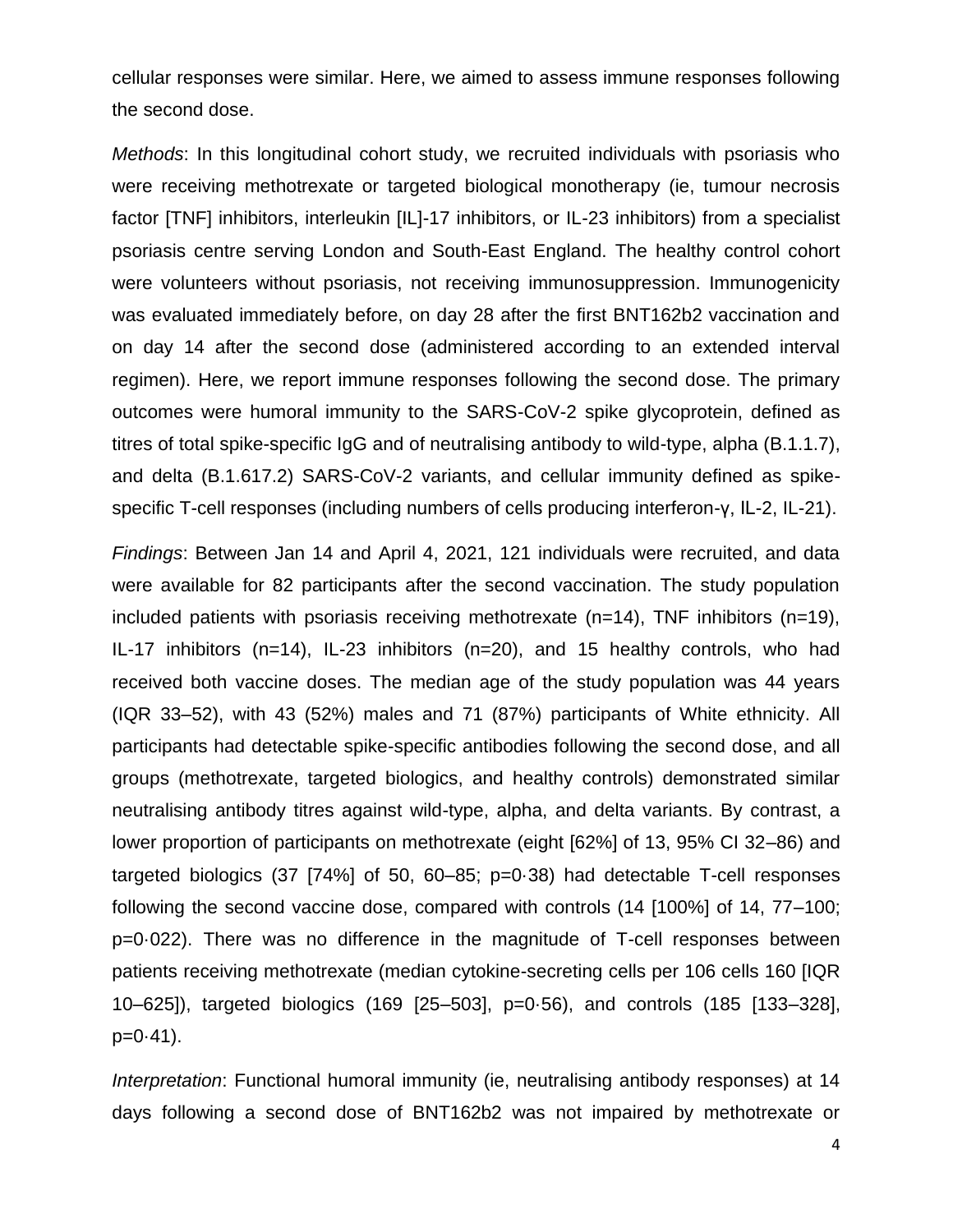cellular responses were similar. Here, we aimed to assess immune responses following the second dose.

*Methods*: In this longitudinal cohort study, we recruited individuals with psoriasis who were receiving methotrexate or targeted biological monotherapy (ie, tumour necrosis factor [TNF] inhibitors, interleukin [IL]-17 inhibitors, or IL-23 inhibitors) from a specialist psoriasis centre serving London and South-East England. The healthy control cohort were volunteers without psoriasis, not receiving immunosuppression. Immunogenicity was evaluated immediately before, on day 28 after the first BNT162b2 vaccination and on day 14 after the second dose (administered according to an extended interval regimen). Here, we report immune responses following the second dose. The primary outcomes were humoral immunity to the SARS-CoV-2 spike glycoprotein, defined as titres of total spike-specific IgG and of neutralising antibody to wild-type, alpha (B.1.1.7), and delta (B.1.617.2) SARS-CoV-2 variants, and cellular immunity defined as spike-specific T-cell responses (including numbers of cells producing interferon-γ, IL-2, IL-21).

*Findings*: Between Jan 14 and April 4, 2021, 121 individuals were recruited, and data were available for 82 participants after the second vaccination. The study population included patients with psoriasis receiving methotrexate (n=14), TNF inhibitors (n=19), IL-17 inhibitors (n=14), IL-23 inhibitors (n=20), and 15 healthy controls, who had received both vaccine doses. The median age of the study population was 44 years (IQR 33–52), with 43 (52%) males and 71 (87%) participants of White ethnicity. All participants had detectable spike-specific antibodies following the second dose, and all groups (methotrexate, targeted biologics, and healthy controls) demonstrated similar neutralising antibody titres against wild-type, alpha, and delta variants. By contrast, a lower proportion of participants on methotrexate (eight [62%] of 13, 95% CI 32–86) and targeted biologics (37 [74%] of 50, 60–85; p=0·38) had detectable T-cell responses following the second vaccine dose, compared with controls (14 [100%] of 14, 77–100; p=0·022). There was no difference in the magnitude of T-cell responses between patients receiving methotrexate (median cytokine-secreting cells per 106 cells 160 [IQR 10–625]), targeted biologics (169 [25–503], p=0·56), and controls (185 [133–328], p=0·41).

*Interpretation*: Functional humoral immunity (ie, neutralising antibody responses) at 14 days following a second dose of BNT162b2 was not impaired by methotrexate or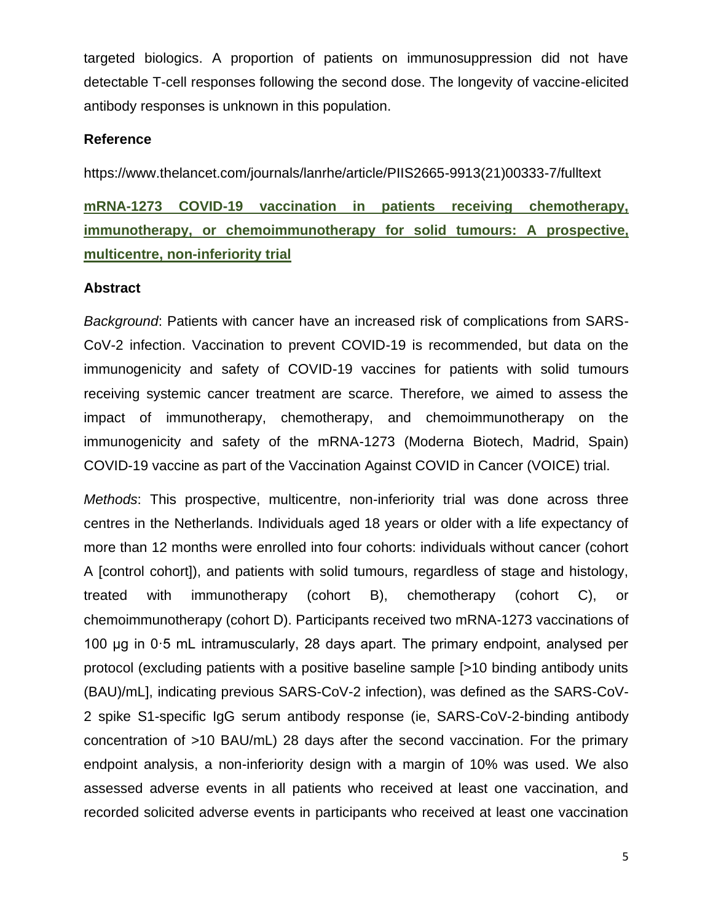targeted biologics. A proportion of patients on immunosuppression did not have detectable T-cell responses following the second dose. The longevity of vaccine-elicited antibody responses is unknown in this population.

**Reference**

https://www.thelancet.com/journals/lanrhe/article/PIIS2665-9913(21)00333-7/fulltext

## mRNA-1273 COVID-19 vaccination in patients receiving chemotherapy, immunotherapy, or chemoimmunotherapy for solid tumours: A prospective, multicentre, non-inferiority trial

**Abstract**

*Background*: Patients with cancer have an increased risk of complications from SARS-CoV-2 infection. Vaccination to prevent COVID-19 is recommended, but data on the immunogenicity and safety of COVID-19 vaccines for patients with solid tumours receiving systemic cancer treatment are scarce. Therefore, we aimed to assess the impact of immunotherapy, chemotherapy, and chemoimmunotherapy on the immunogenicity and safety of the mRNA-1273 (Moderna Biotech, Madrid, Spain) COVID-19 vaccine as part of the Vaccination Against COVID in Cancer (VOICE) trial.

*Methods*: This prospective, multicentre, non-inferiority trial was done across three centres in the Netherlands. Individuals aged 18 years or older with a life expectancy of more than 12 months were enrolled into four cohorts: individuals without cancer (cohort A [control cohort]), and patients with solid tumours, regardless of stage and histology, treated with immunotherapy (cohort B), chemotherapy (cohort C), or chemoimmunotherapy (cohort D). Participants received two mRNA-1273 vaccinations of 100 μg in 0·5 mL intramuscularly, 28 days apart. The primary endpoint, analysed per protocol (excluding patients with a positive baseline sample [>10 binding antibody units (BAU)/mL], indicating previous SARS-CoV-2 infection), was defined as the SARS-CoV-2 spike S1-specific IgG serum antibody response (ie, SARS-CoV-2-binding antibody concentration of >10 BAU/mL) 28 days after the second vaccination. For the primary endpoint analysis, a non-inferiority design with a margin of 10% was used. We also assessed adverse events in all patients who received at least one vaccination, and recorded solicited adverse events in participants who received at least one vaccination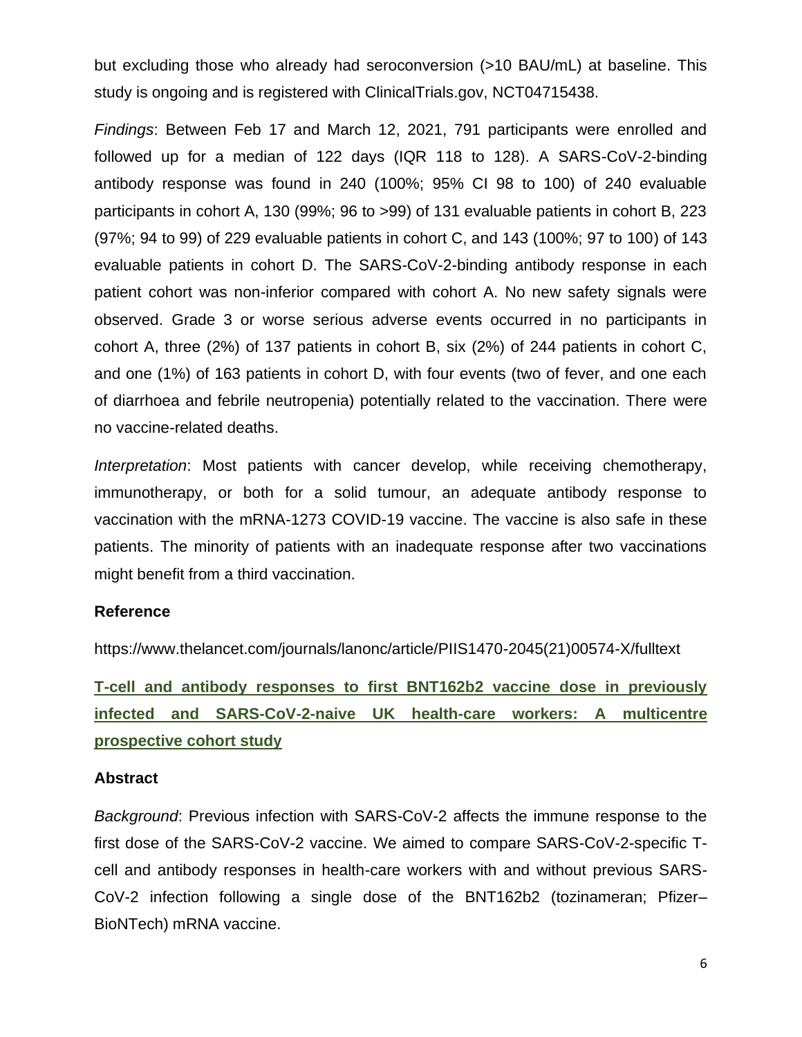but excluding those who already had seroconversion (>10 BAU/mL) at baseline. This study is ongoing and is registered with ClinicalTrials.gov, NCT04715438.

*Findings*: Between Feb 17 and March 12, 2021, 791 participants were enrolled and followed up for a median of 122 days (IQR 118 to 128). A SARS-CoV-2-binding antibody response was found in 240 (100%; 95% CI 98 to 100) of 240 evaluable participants in cohort A, 130 (99%; 96 to >99) of 131 evaluable patients in cohort B, 223 (97%; 94 to 99) of 229 evaluable patients in cohort C, and 143 (100%; 97 to 100) of 143 evaluable patients in cohort D. The SARS-CoV-2-binding antibody response in each patient cohort was non-inferior compared with cohort A. No new safety signals were observed. Grade 3 or worse serious adverse events occurred in no participants in cohort A, three (2%) of 137 patients in cohort B, six (2%) of 244 patients in cohort C, and one (1%) of 163 patients in cohort D, with four events (two of fever, and one each of diarrhoea and febrile neutropenia) potentially related to the vaccination. There were no vaccine-related deaths.

*Interpretation*: Most patients with cancer develop, while receiving chemotherapy, immunotherapy, or both for a solid tumour, an adequate antibody response to vaccination with the mRNA-1273 COVID-19 vaccine. The vaccine is also safe in these patients. The minority of patients with an inadequate response after two vaccinations might benefit from a third vaccination.

**Reference**

https://www.thelancet.com/journals/lanonc/article/PIIS1470-2045(21)00574-X/fulltext

## T-cell and antibody responses to first BNT162b2 vaccine dose in previously infected and SARS-CoV-2-naive UK health-care workers: A multicentre prospective cohort study

**Abstract**

*Background*: Previous infection with SARS-CoV-2 affects the immune response to the first dose of the SARS-CoV-2 vaccine. We aimed to compare SARS-CoV-2-specific T-cell and antibody responses in health-care workers with and without previous SARS-CoV-2 infection following a single dose of the BNT162b2 (tozinameran; Pfizer–BioNTech) mRNA vaccine.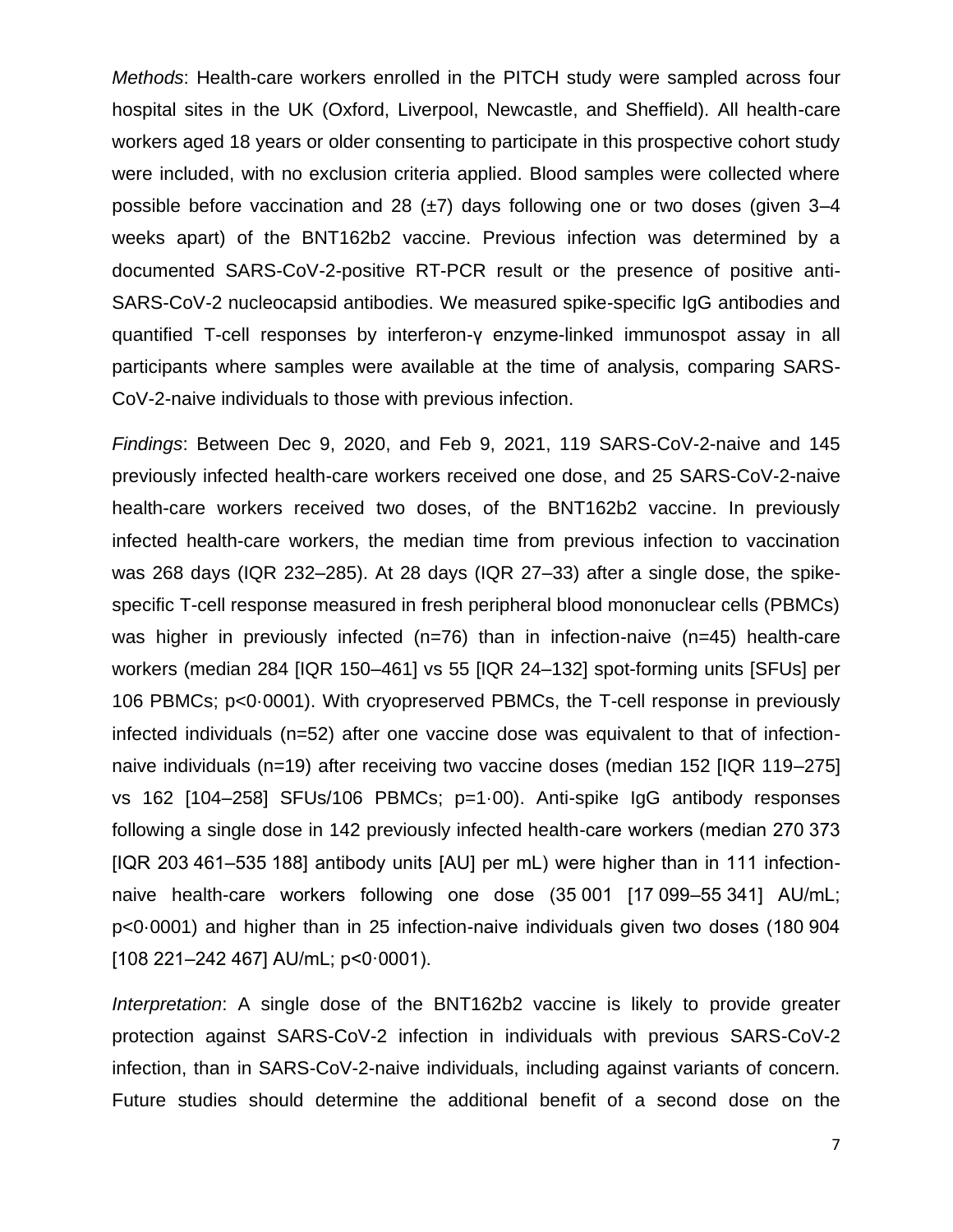*Methods*: Health-care workers enrolled in the PITCH study were sampled across four hospital sites in the UK (Oxford, Liverpool, Newcastle, and Sheffield). All health-care workers aged 18 years or older consenting to participate in this prospective cohort study were included, with no exclusion criteria applied. Blood samples were collected where possible before vaccination and 28 (±7) days following one or two doses (given 3–4 weeks apart) of the BNT162b2 vaccine. Previous infection was determined by a documented SARS-CoV-2-positive RT-PCR result or the presence of positive anti-SARS-CoV-2 nucleocapsid antibodies. We measured spike-specific IgG antibodies and quantified T-cell responses by interferon-γ enzyme-linked immunospot assay in all participants where samples were available at the time of analysis, comparing SARS-CoV-2-naive individuals to those with previous infection.

*Findings*: Between Dec 9, 2020, and Feb 9, 2021, 119 SARS-CoV-2-naive and 145 previously infected health-care workers received one dose, and 25 SARS-CoV-2-naive health-care workers received two doses, of the BNT162b2 vaccine. In previously infected health-care workers, the median time from previous infection to vaccination was 268 days (IQR 232–285). At 28 days (IQR 27–33) after a single dose, the spike-specific T-cell response measured in fresh peripheral blood mononuclear cells (PBMCs) was higher in previously infected (n=76) than in infection-naive (n=45) health-care workers (median 284 [IQR 150–461] vs 55 [IQR 24–132] spot-forming units [SFUs] per 106 PBMCs; p<0·0001). With cryopreserved PBMCs, the T-cell response in previously infected individuals (n=52) after one vaccine dose was equivalent to that of infection-naive individuals (n=19) after receiving two vaccine doses (median 152 [IQR 119–275] vs 162 [104–258] SFUs/106 PBMCs; p=1·00). Anti-spike IgG antibody responses following a single dose in 142 previously infected health-care workers (median 270 373 [IQR 203 461–535 188] antibody units [AU] per mL) were higher than in 111 infection-naive health-care workers following one dose (35 001 [17 099–55 341] AU/mL; p<0·0001) and higher than in 25 infection-naive individuals given two doses (180 904 [108 221–242 467] AU/mL; p<0·0001).

*Interpretation*: A single dose of the BNT162b2 vaccine is likely to provide greater protection against SARS-CoV-2 infection in individuals with previous SARS-CoV-2 infection, than in SARS-CoV-2-naive individuals, including against variants of concern. Future studies should determine the additional benefit of a second dose on the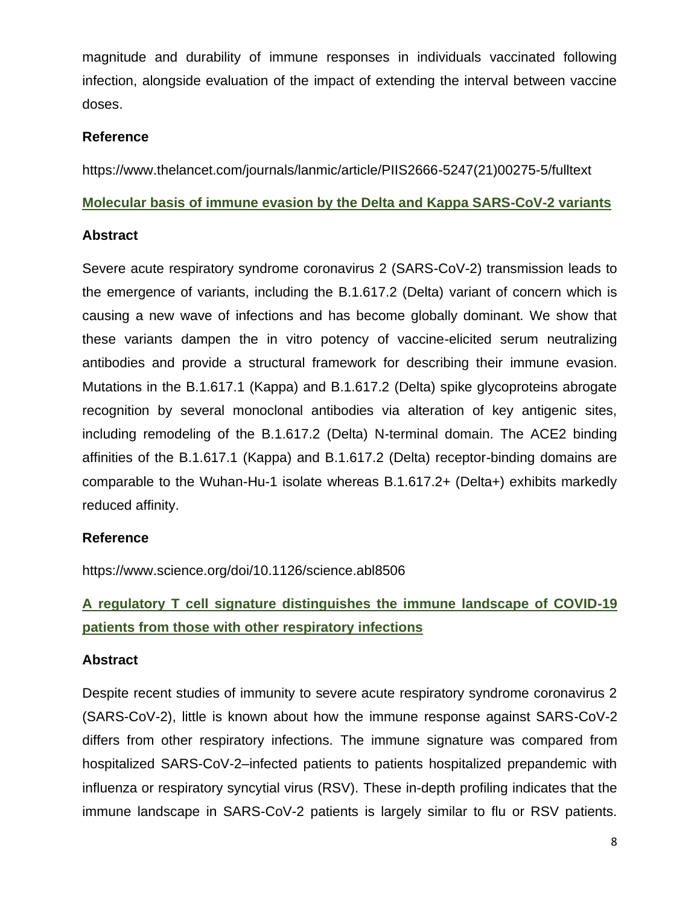magnitude and durability of immune responses in individuals vaccinated following infection, alongside evaluation of the impact of extending the interval between vaccine doses.

**Reference**

https://www.thelancet.com/journals/lanmic/article/PIIS2666-5247(21)00275-5/fulltext

## Molecular basis of immune evasion by the Delta and Kappa SARS-CoV-2 variants

**Abstract**

Severe acute respiratory syndrome coronavirus 2 (SARS-CoV-2) transmission leads to the emergence of variants, including the B.1.617.2 (Delta) variant of concern which is causing a new wave of infections and has become globally dominant. We show that these variants dampen the in vitro potency of vaccine-elicited serum neutralizing antibodies and provide a structural framework for describing their immune evasion. Mutations in the B.1.617.1 (Kappa) and B.1.617.2 (Delta) spike glycoproteins abrogate recognition by several monoclonal antibodies via alteration of key antigenic sites, including remodeling of the B.1.617.2 (Delta) N-terminal domain. The ACE2 binding affinities of the B.1.617.1 (Kappa) and B.1.617.2 (Delta) receptor-binding domains are comparable to the Wuhan-Hu-1 isolate whereas B.1.617.2+ (Delta+) exhibits markedly reduced affinity.

**Reference**

https://www.science.org/doi/10.1126/science.abl8506

## A regulatory T cell signature distinguishes the immune landscape of COVID-19 patients from those with other respiratory infections

**Abstract**

Despite recent studies of immunity to severe acute respiratory syndrome coronavirus 2 (SARS-CoV-2), little is known about how the immune response against SARS-CoV-2 differs from other respiratory infections. The immune signature was compared from hospitalized SARS-CoV-2–infected patients to patients hospitalized prepandemic with influenza or respiratory syncytial virus (RSV). These in-depth profiling indicates that the immune landscape in SARS-CoV-2 patients is largely similar to flu or RSV patients.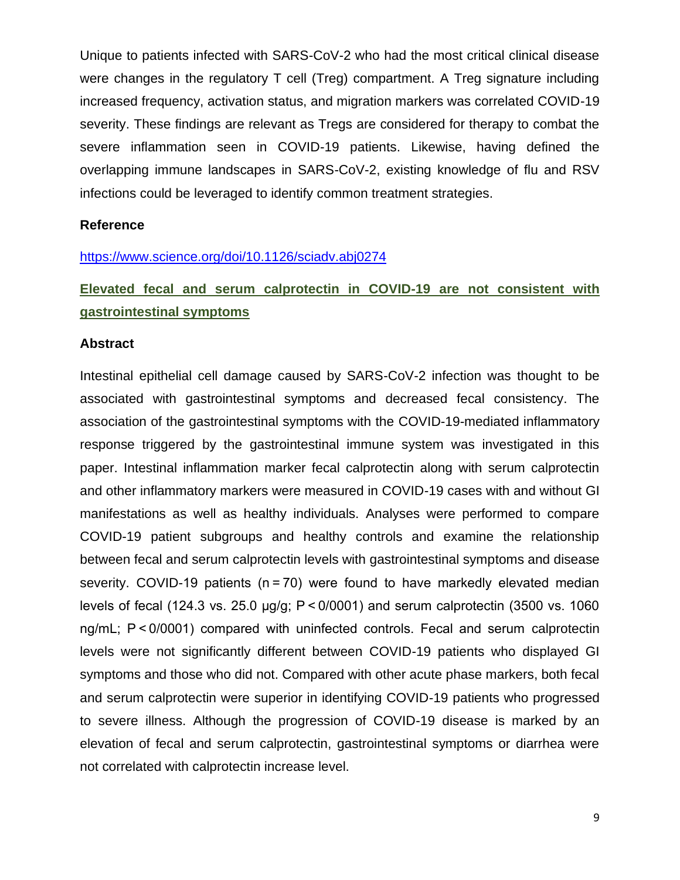Unique to patients infected with SARS-CoV-2 who had the most critical clinical disease were changes in the regulatory T cell (Treg) compartment. A Treg signature including increased frequency, activation status, and migration markers was correlated COVID-19 severity. These findings are relevant as Tregs are considered for therapy to combat the severe inflammation seen in COVID-19 patients. Likewise, having defined the overlapping immune landscapes in SARS-CoV-2, existing knowledge of flu and RSV infections could be leveraged to identify common treatment strategies.

**Reference**

https://www.science.org/doi/10.1126/sciadv.abj0274

## Elevated fecal and serum calprotectin in COVID-19 are not consistent with gastrointestinal symptoms

**Abstract**

Intestinal epithelial cell damage caused by SARS-CoV-2 infection was thought to be associated with gastrointestinal symptoms and decreased fecal consistency. The association of the gastrointestinal symptoms with the COVID-19-mediated inflammatory response triggered by the gastrointestinal immune system was investigated in this paper. Intestinal inflammation marker fecal calprotectin along with serum calprotectin and other inflammatory markers were measured in COVID-19 cases with and without GI manifestations as well as healthy individuals. Analyses were performed to compare COVID-19 patient subgroups and healthy controls and examine the relationship between fecal and serum calprotectin levels with gastrointestinal symptoms and disease severity. COVID-19 patients ($n = 70$) were found to have markedly elevated median levels of fecal (124.3 vs. 25.0 µg/g; $P < 0/0001$) and serum calprotectin (3500 vs. 1060 ng/mL; $P < 0/0001$) compared with uninfected controls. Fecal and serum calprotectin levels were not significantly different between COVID-19 patients who displayed GI symptoms and those who did not. Compared with other acute phase markers, both fecal and serum calprotectin were superior in identifying COVID-19 patients who progressed to severe illness. Although the progression of COVID-19 disease is marked by an elevation of fecal and serum calprotectin, gastrointestinal symptoms or diarrhea were not correlated with calprotectin increase level.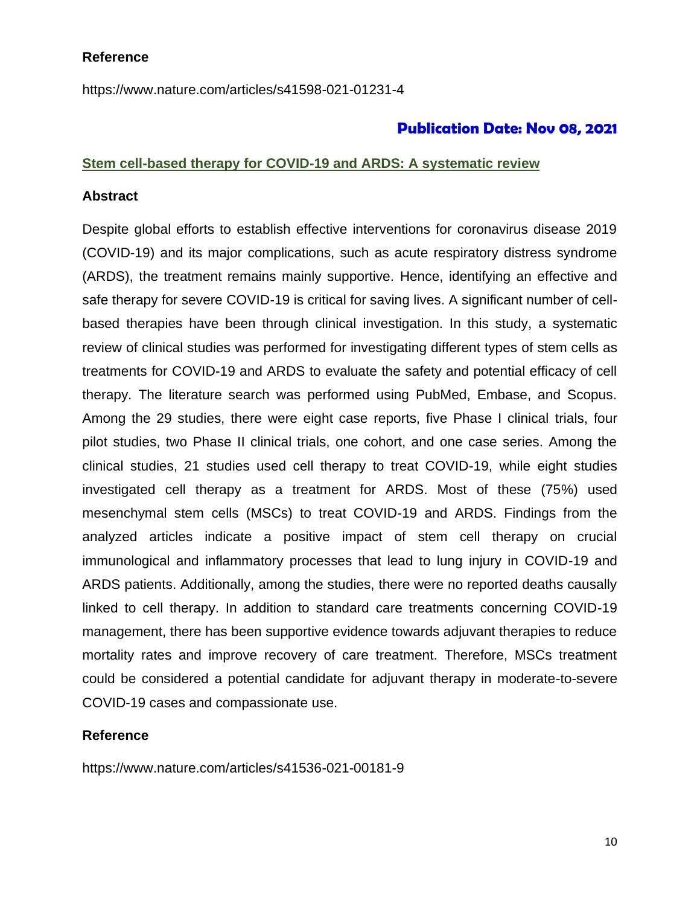**Reference**

https://www.nature.com/articles/s41598-021-01231-4

**Publication Date: Nov 08, 2021**

## Stem cell-based therapy for COVID-19 and ARDS: A systematic review

**Abstract**

Despite global efforts to establish effective interventions for coronavirus disease 2019 (COVID-19) and its major complications, such as acute respiratory distress syndrome (ARDS), the treatment remains mainly supportive. Hence, identifying an effective and safe therapy for severe COVID-19 is critical for saving lives. A significant number of cell-based therapies have been through clinical investigation. In this study, a systematic review of clinical studies was performed for investigating different types of stem cells as treatments for COVID-19 and ARDS to evaluate the safety and potential efficacy of cell therapy. The literature search was performed using PubMed, Embase, and Scopus. Among the 29 studies, there were eight case reports, five Phase I clinical trials, four pilot studies, two Phase II clinical trials, one cohort, and one case series. Among the clinical studies, 21 studies used cell therapy to treat COVID-19, while eight studies investigated cell therapy as a treatment for ARDS. Most of these (75%) used mesenchymal stem cells (MSCs) to treat COVID-19 and ARDS. Findings from the analyzed articles indicate a positive impact of stem cell therapy on crucial immunological and inflammatory processes that lead to lung injury in COVID-19 and ARDS patients. Additionally, among the studies, there were no reported deaths causally linked to cell therapy. In addition to standard care treatments concerning COVID-19 management, there has been supportive evidence towards adjuvant therapies to reduce mortality rates and improve recovery of care treatment. Therefore, MSCs treatment could be considered a potential candidate for adjuvant therapy in moderate-to-severe COVID-19 cases and compassionate use.

**Reference**

https://www.nature.com/articles/s41536-021-00181-9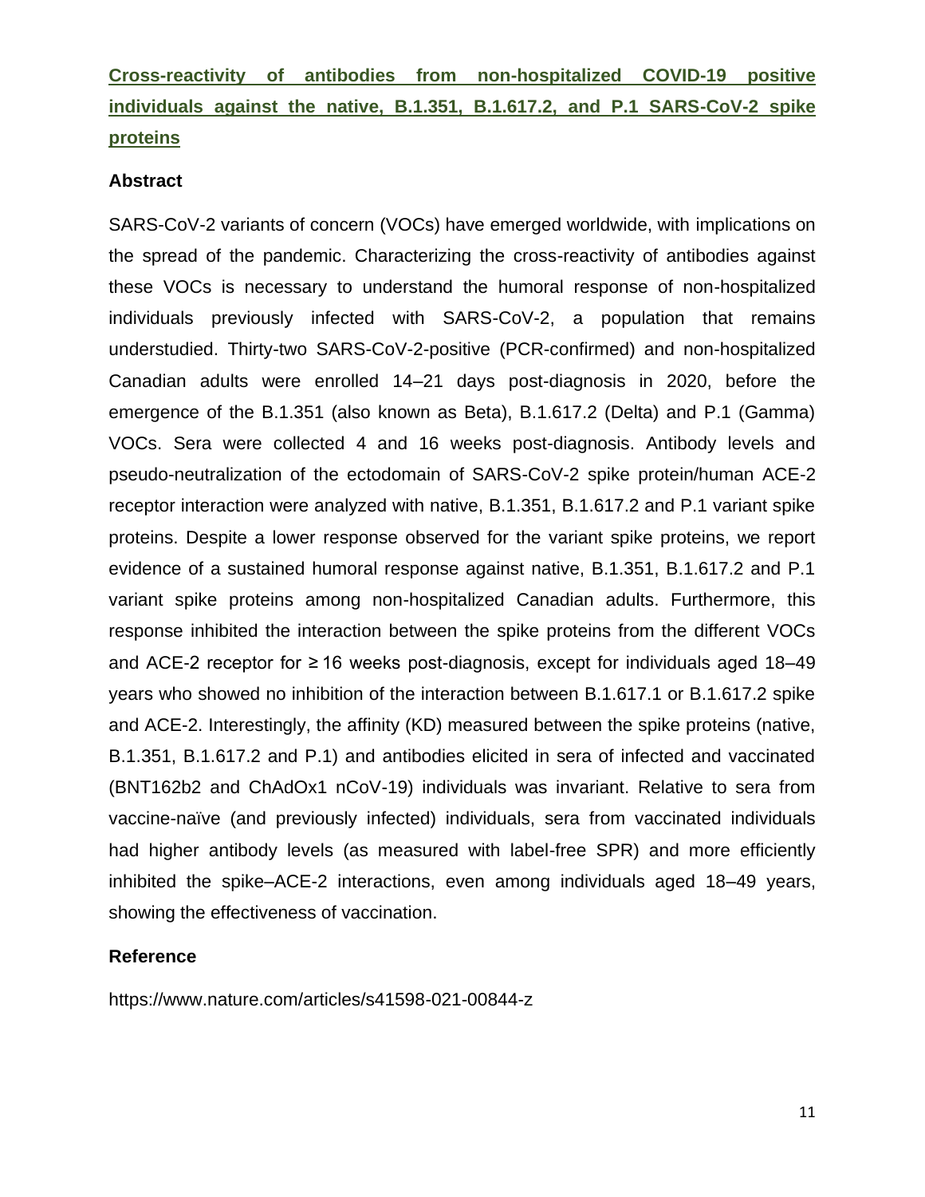## [Cross-reactivity of antibodies from non-hospitalized COVID-19 positive individuals against the native, B.1.351, B.1.617.2, and P.1 SARS-CoV-2 spike proteins](https://www.nature.com/articles/s41598-021-00844-z)

### Abstract

SARS-CoV-2 variants of concern (VOCs) have emerged worldwide, with implications on the spread of the pandemic. Characterizing the cross-reactivity of antibodies against these VOCs is necessary to understand the humoral response of non-hospitalized individuals previously infected with SARS-CoV-2, a population that remains understudied. Thirty-two SARS-CoV-2-positive (PCR-confirmed) and non-hospitalized Canadian adults were enrolled 14–21 days post-diagnosis in 2020, before the emergence of the B.1.351 (also known as Beta), B.1.617.2 (Delta) and P.1 (Gamma) VOCs. Sera were collected 4 and 16 weeks post-diagnosis. Antibody levels and pseudo-neutralization of the ectodomain of SARS-CoV-2 spike protein/human ACE-2 receptor interaction were analyzed with native, B.1.351, B.1.617.2 and P.1 variant spike proteins. Despite a lower response observed for the variant spike proteins, we report evidence of a sustained humoral response against native, B.1.351, B.1.617.2 and P.1 variant spike proteins among non-hospitalized Canadian adults. Furthermore, this response inhibited the interaction between the spike proteins from the different VOCs and ACE-2 receptor for ≥ 16 weeks post-diagnosis, except for individuals aged 18–49 years who showed no inhibition of the interaction between B.1.617.1 or B.1.617.2 spike and ACE-2. Interestingly, the affinity (KD) measured between the spike proteins (native, B.1.351, B.1.617.2 and P.1) and antibodies elicited in sera of infected and vaccinated (BNT162b2 and ChAdOx1 nCoV-19) individuals was invariant. Relative to sera from vaccine-naïve (and previously infected) individuals, sera from vaccinated individuals had higher antibody levels (as measured with label-free SPR) and more efficiently inhibited the spike–ACE-2 interactions, even among individuals aged 18–49 years, showing the effectiveness of vaccination.

### Reference

https://www.nature.com/articles/s41598-021-00844-z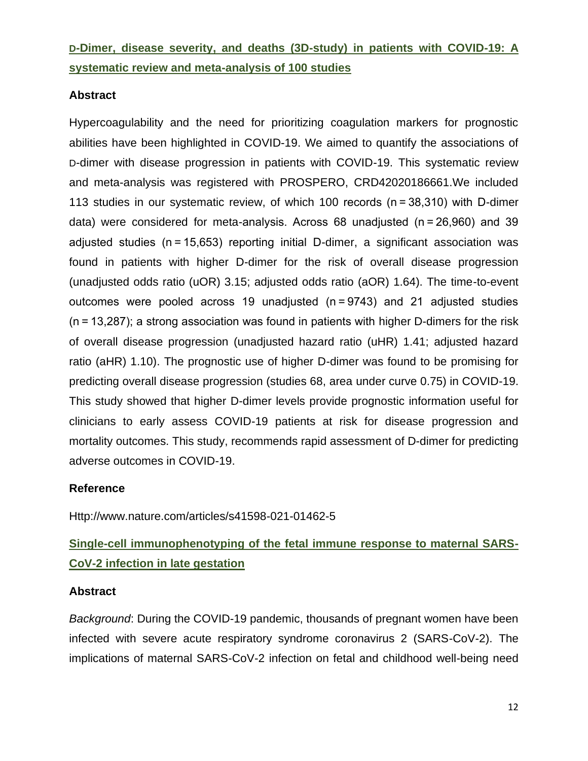## D-Dimer, disease severity, and deaths (3D-study) in patients with COVID-19: A systematic review and meta-analysis of 100 studies

### Abstract

Hypercoagulability and the need for prioritizing coagulation markers for prognostic abilities have been highlighted in COVID-19. We aimed to quantify the associations of D-dimer with disease progression in patients with COVID-19. This systematic review and meta-analysis was registered with PROSPERO, CRD42020186661.We included 113 studies in our systematic review, of which 100 records (n = 38,310) with D-dimer data) were considered for meta-analysis. Across 68 unadjusted (n = 26,960) and 39 adjusted studies (n = 15,653) reporting initial D-dimer, a significant association was found in patients with higher D-dimer for the risk of overall disease progression (unadjusted odds ratio (uOR) 3.15; adjusted odds ratio (aOR) 1.64). The time-to-event outcomes were pooled across 19 unadjusted (n = 9743) and 21 adjusted studies (n = 13,287); a strong association was found in patients with higher D-dimers for the risk of overall disease progression (unadjusted hazard ratio (uHR) 1.41; adjusted hazard ratio (aHR) 1.10). The prognostic use of higher D-dimer was found to be promising for predicting overall disease progression (studies 68, area under curve 0.75) in COVID-19. This study showed that higher D-dimer levels provide prognostic information useful for clinicians to early assess COVID-19 patients at risk for disease progression and mortality outcomes. This study, recommends rapid assessment of D-dimer for predicting adverse outcomes in COVID-19.

### Reference

Http://www.nature.com/articles/s41598-021-01462-5

## Single-cell immunophenotyping of the fetal immune response to maternal SARS-CoV-2 infection in late gestation

### Abstract

*Background*: During the COVID-19 pandemic, thousands of pregnant women have been infected with severe acute respiratory syndrome coronavirus 2 (SARS-CoV-2). The implications of maternal SARS-CoV-2 infection on fetal and childhood well-being need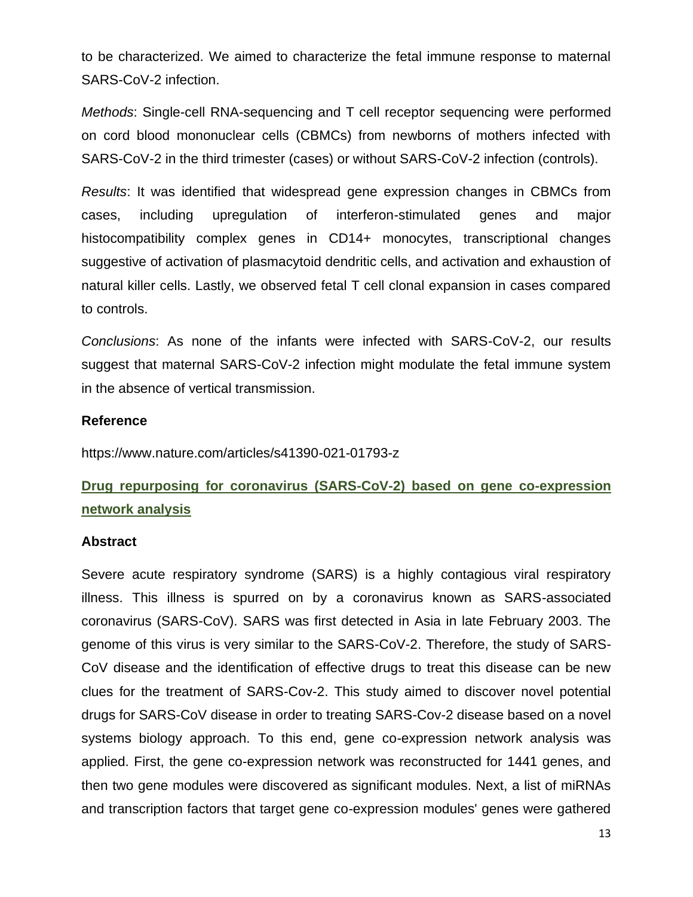to be characterized. We aimed to characterize the fetal immune response to maternal SARS-CoV-2 infection.

*Methods*: Single-cell RNA-sequencing and T cell receptor sequencing were performed on cord blood mononuclear cells (CBMCs) from newborns of mothers infected with SARS-CoV-2 in the third trimester (cases) or without SARS-CoV-2 infection (controls).

*Results*: It was identified that widespread gene expression changes in CBMCs from cases, including upregulation of interferon-stimulated genes and major histocompatibility complex genes in CD14+ monocytes, transcriptional changes suggestive of activation of plasmacytoid dendritic cells, and activation and exhaustion of natural killer cells. Lastly, we observed fetal T cell clonal expansion in cases compared to controls.

*Conclusions*: As none of the infants were infected with SARS-CoV-2, our results suggest that maternal SARS-CoV-2 infection might modulate the fetal immune system in the absence of vertical transmission.

### Reference

https://www.nature.com/articles/s41390-021-01793-z

## Drug repurposing for coronavirus (SARS-CoV-2) based on gene co-expression network analysis

### Abstract

Severe acute respiratory syndrome (SARS) is a highly contagious viral respiratory illness. This illness is spurred on by a coronavirus known as SARS-associated coronavirus (SARS-CoV). SARS was first detected in Asia in late February 2003. The genome of this virus is very similar to the SARS-CoV-2. Therefore, the study of SARS-CoV disease and the identification of effective drugs to treat this disease can be new clues for the treatment of SARS-Cov-2. This study aimed to discover novel potential drugs for SARS-CoV disease in order to treating SARS-Cov-2 disease based on a novel systems biology approach. To this end, gene co-expression network analysis was applied. First, the gene co-expression network was reconstructed for 1441 genes, and then two gene modules were discovered as significant modules. Next, a list of miRNAs and transcription factors that target gene co-expression modules' genes were gathered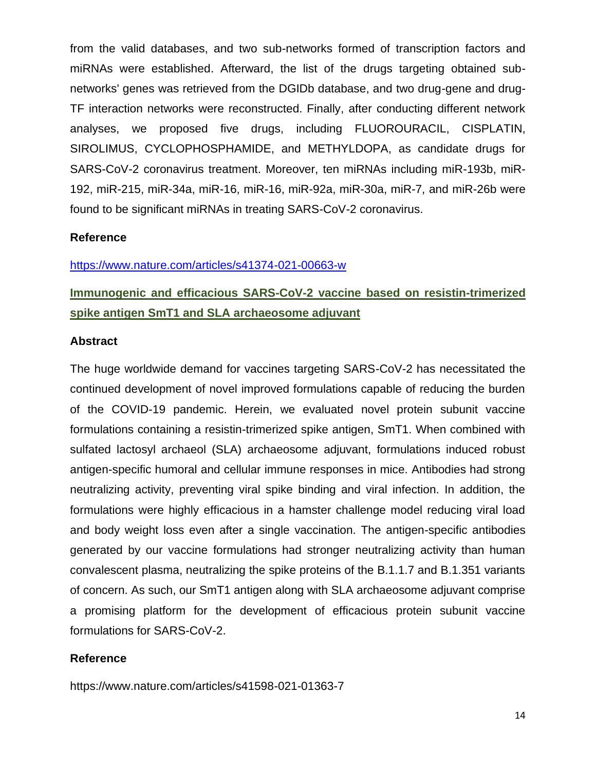from the valid databases, and two sub-networks formed of transcription factors and miRNAs were established. Afterward, the list of the drugs targeting obtained sub-networks' genes was retrieved from the DGIDb database, and two drug-gene and drug-TF interaction networks were reconstructed. Finally, after conducting different network analyses, we proposed five drugs, including FLUOROURACIL, CISPLATIN, SIROLIMUS, CYCLOPHOSPHAMIDE, and METHYLDOPA, as candidate drugs for SARS-CoV-2 coronavirus treatment. Moreover, ten miRNAs including miR-193b, miR-192, miR-215, miR-34a, miR-16, miR-16, miR-92a, miR-30a, miR-7, and miR-26b were found to be significant miRNAs in treating SARS-CoV-2 coronavirus.

**Reference**

https://www.nature.com/articles/s41374-021-00663-w

## Immunogenic and efficacious SARS-CoV-2 vaccine based on resistin-trimerized spike antigen SmT1 and SLA archaeosome adjuvant

**Abstract**

The huge worldwide demand for vaccines targeting SARS-CoV-2 has necessitated the continued development of novel improved formulations capable of reducing the burden of the COVID-19 pandemic. Herein, we evaluated novel protein subunit vaccine formulations containing a resistin-trimerized spike antigen, SmT1. When combined with sulfated lactosyl archaeol (SLA) archaeosome adjuvant, formulations induced robust antigen-specific humoral and cellular immune responses in mice. Antibodies had strong neutralizing activity, preventing viral spike binding and viral infection. In addition, the formulations were highly efficacious in a hamster challenge model reducing viral load and body weight loss even after a single vaccination. The antigen-specific antibodies generated by our vaccine formulations had stronger neutralizing activity than human convalescent plasma, neutralizing the spike proteins of the B.1.1.7 and B.1.351 variants of concern. As such, our SmT1 antigen along with SLA archaeosome adjuvant comprise a promising platform for the development of efficacious protein subunit vaccine formulations for SARS-CoV-2.

**Reference**

https://www.nature.com/articles/s41598-021-01363-7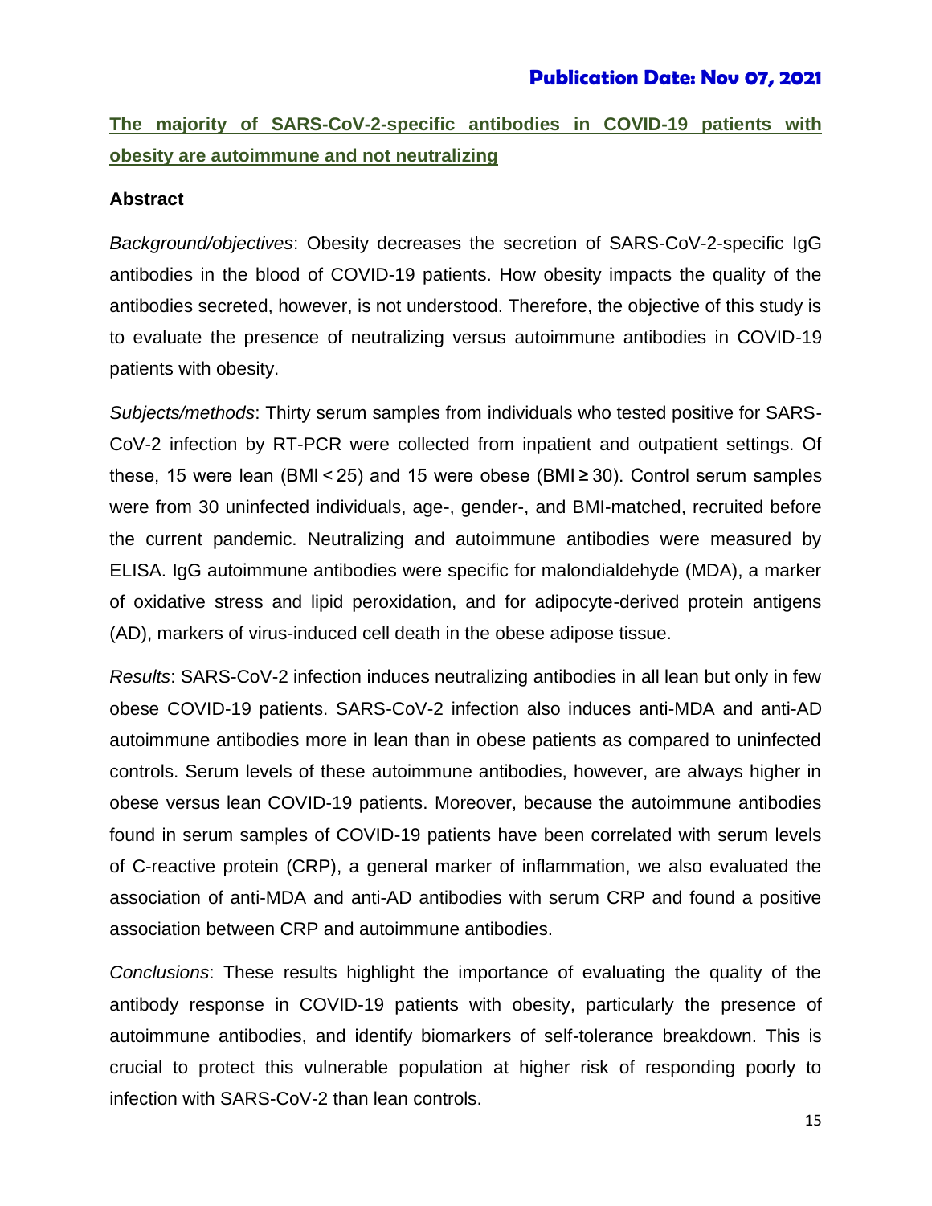**Publication Date: Nov 07, 2021**

## The majority of SARS-CoV-2-specific antibodies in COVID-19 patients with obesity are autoimmune and not neutralizing

### Abstract

*Background/objectives*: Obesity decreases the secretion of SARS-CoV-2-specific IgG antibodies in the blood of COVID-19 patients. How obesity impacts the quality of the antibodies secreted, however, is not understood. Therefore, the objective of this study is to evaluate the presence of neutralizing versus autoimmune antibodies in COVID-19 patients with obesity.

*Subjects/methods*: Thirty serum samples from individuals who tested positive for SARS-CoV-2 infection by RT-PCR were collected from inpatient and outpatient settings. Of these, 15 were lean (BMI < 25) and 15 were obese (BMI ≥ 30). Control serum samples were from 30 uninfected individuals, age-, gender-, and BMI-matched, recruited before the current pandemic. Neutralizing and autoimmune antibodies were measured by ELISA. IgG autoimmune antibodies were specific for malondialdehyde (MDA), a marker of oxidative stress and lipid peroxidation, and for adipocyte-derived protein antigens (AD), markers of virus-induced cell death in the obese adipose tissue.

*Results*: SARS-CoV-2 infection induces neutralizing antibodies in all lean but only in few obese COVID-19 patients. SARS-CoV-2 infection also induces anti-MDA and anti-AD autoimmune antibodies more in lean than in obese patients as compared to uninfected controls. Serum levels of these autoimmune antibodies, however, are always higher in obese versus lean COVID-19 patients. Moreover, because the autoimmune antibodies found in serum samples of COVID-19 patients have been correlated with serum levels of C-reactive protein (CRP), a general marker of inflammation, we also evaluated the association of anti-MDA and anti-AD antibodies with serum CRP and found a positive association between CRP and autoimmune antibodies.

*Conclusions*: These results highlight the importance of evaluating the quality of the antibody response in COVID-19 patients with obesity, particularly the presence of autoimmune antibodies, and identify biomarkers of self-tolerance breakdown. This is crucial to protect this vulnerable population at higher risk of responding poorly to infection with SARS-CoV-2 than lean controls.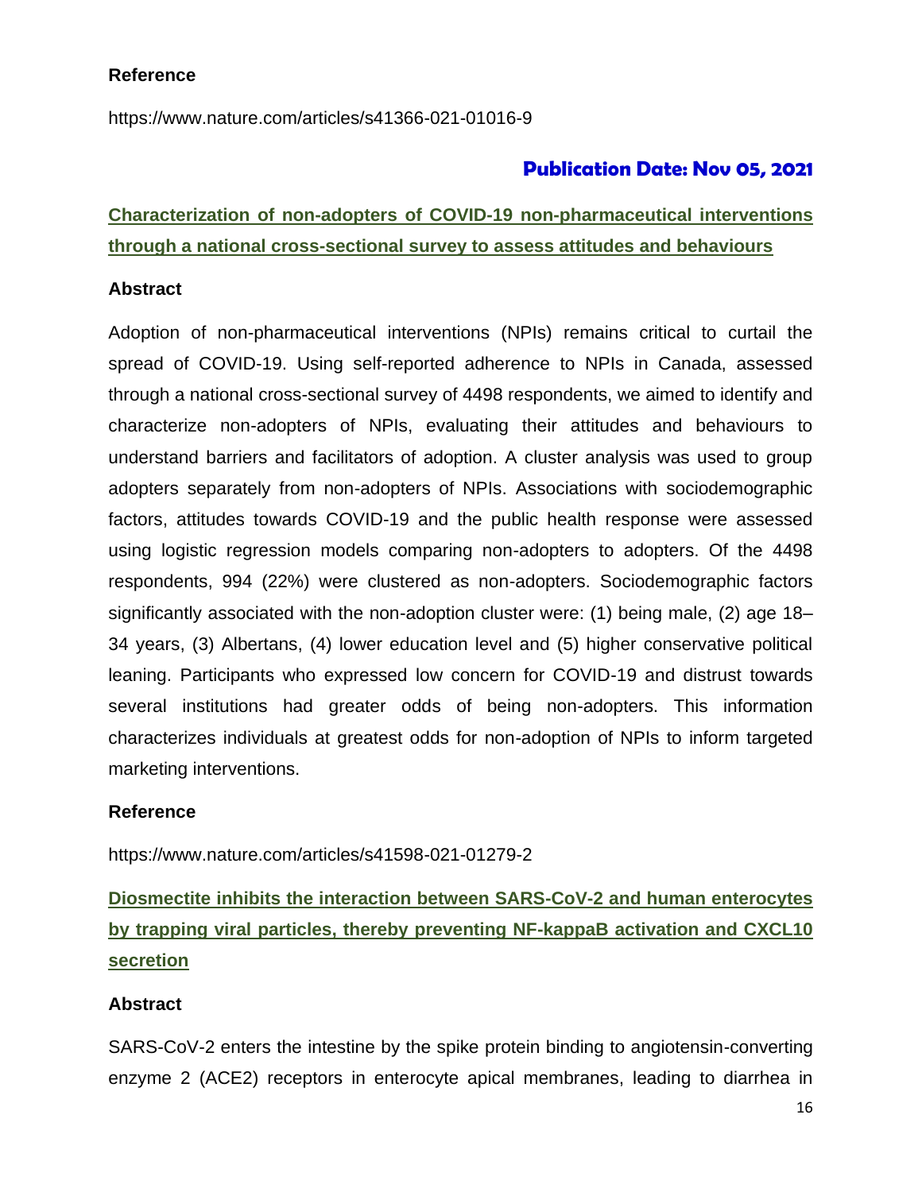**Reference**

https://www.nature.com/articles/s41366-021-01016-9

## Publication Date: Nov 05, 2021

### Characterization of non-adopters of COVID-19 non-pharmaceutical interventions through a national cross-sectional survey to assess attitudes and behaviours

**Abstract**

Adoption of non-pharmaceutical interventions (NPIs) remains critical to curtail the spread of COVID-19. Using self-reported adherence to NPIs in Canada, assessed through a national cross-sectional survey of 4498 respondents, we aimed to identify and characterize non-adopters of NPIs, evaluating their attitudes and behaviours to understand barriers and facilitators of adoption. A cluster analysis was used to group adopters separately from non-adopters of NPIs. Associations with sociodemographic factors, attitudes towards COVID-19 and the public health response were assessed using logistic regression models comparing non-adopters to adopters. Of the 4498 respondents, 994 (22%) were clustered as non-adopters. Sociodemographic factors significantly associated with the non-adoption cluster were: (1) being male, (2) age 18–34 years, (3) Albertans, (4) lower education level and (5) higher conservative political leaning. Participants who expressed low concern for COVID-19 and distrust towards several institutions had greater odds of being non-adopters. This information characterizes individuals at greatest odds for non-adoption of NPIs to inform targeted marketing interventions.

**Reference**

https://www.nature.com/articles/s41598-021-01279-2

### Diosmectite inhibits the interaction between SARS-CoV-2 and human enterocytes by trapping viral particles, thereby preventing NF-kappaB activation and CXCL10 secretion

**Abstract**

SARS-CoV-2 enters the intestine by the spike protein binding to angiotensin-converting enzyme 2 (ACE2) receptors in enterocyte apical membranes, leading to diarrhea in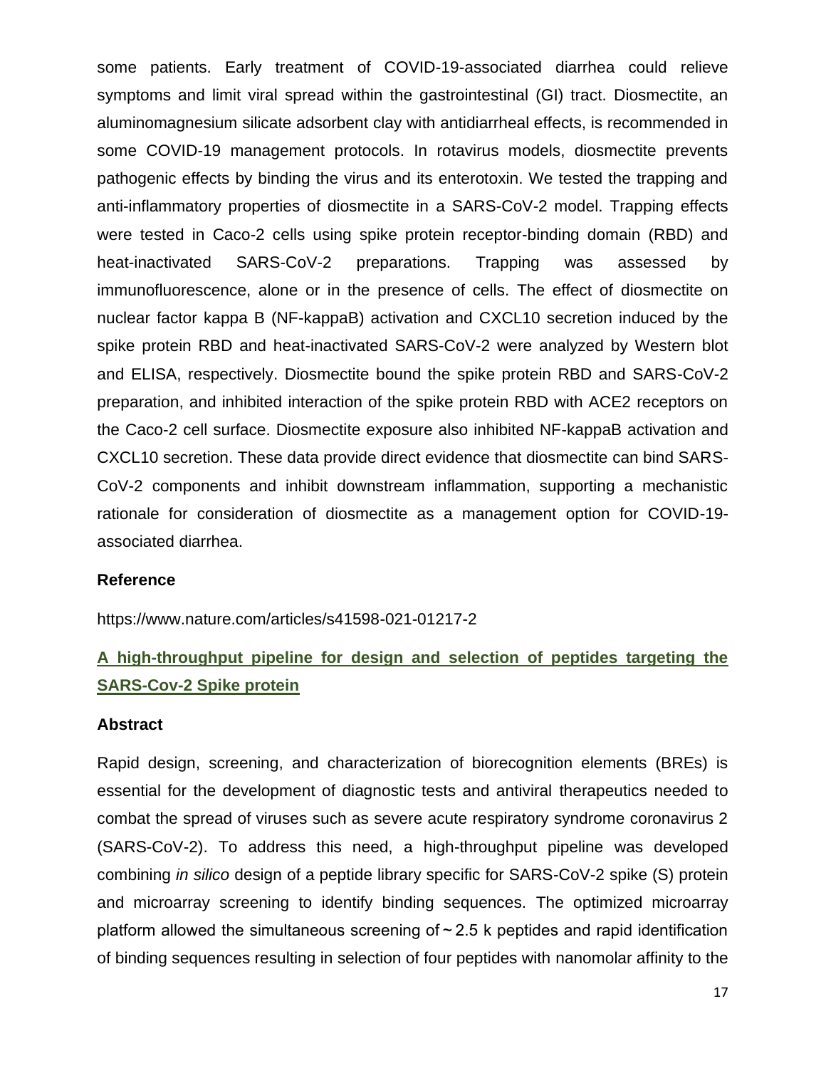some patients. Early treatment of COVID-19-associated diarrhea could relieve symptoms and limit viral spread within the gastrointestinal (GI) tract. Diosmectite, an aluminomagnesium silicate adsorbent clay with antidiarrheal effects, is recommended in some COVID-19 management protocols. In rotavirus models, diosmectite prevents pathogenic effects by binding the virus and its enterotoxin. We tested the trapping and anti-inflammatory properties of diosmectite in a SARS-CoV-2 model. Trapping effects were tested in Caco-2 cells using spike protein receptor-binding domain (RBD) and heat-inactivated SARS-CoV-2 preparations. Trapping was assessed by immunofluorescence, alone or in the presence of cells. The effect of diosmectite on nuclear factor kappa B (NF-kappaB) activation and CXCL10 secretion induced by the spike protein RBD and heat-inactivated SARS-CoV-2 were analyzed by Western blot and ELISA, respectively. Diosmectite bound the spike protein RBD and SARS-CoV-2 preparation, and inhibited interaction of the spike protein RBD with ACE2 receptors on the Caco-2 cell surface. Diosmectite exposure also inhibited NF-kappaB activation and CXCL10 secretion. These data provide direct evidence that diosmectite can bind SARS-CoV-2 components and inhibit downstream inflammation, supporting a mechanistic rationale for consideration of diosmectite as a management option for COVID-19-associated diarrhea.

**Reference**

https://www.nature.com/articles/s41598-021-01217-2

## A high-throughput pipeline for design and selection of peptides targeting the SARS-Cov-2 Spike protein

**Abstract**

Rapid design, screening, and characterization of biorecognition elements (BREs) is essential for the development of diagnostic tests and antiviral therapeutics needed to combat the spread of viruses such as severe acute respiratory syndrome coronavirus 2 (SARS-CoV-2). To address this need, a high-throughput pipeline was developed combining *in silico* design of a peptide library specific for SARS-CoV-2 spike (S) protein and microarray screening to identify binding sequences. The optimized microarray platform allowed the simultaneous screening of ~ 2.5 k peptides and rapid identification of binding sequences resulting in selection of four peptides with nanomolar affinity to the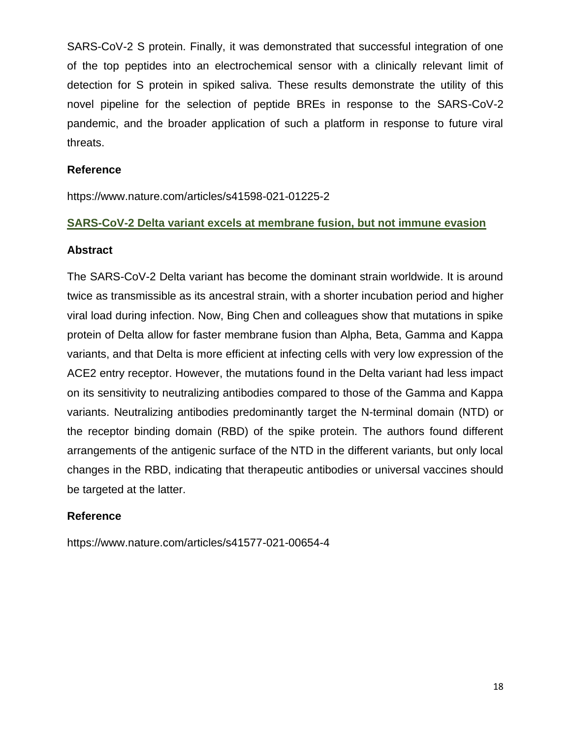SARS-CoV-2 S protein. Finally, it was demonstrated that successful integration of one of the top peptides into an electrochemical sensor with a clinically relevant limit of detection for S protein in spiked saliva. These results demonstrate the utility of this novel pipeline for the selection of peptide BREs in response to the SARS-CoV-2 pandemic, and the broader application of such a platform in response to future viral threats.

**Reference**

https://www.nature.com/articles/s41598-021-01225-2

## SARS-CoV-2 Delta variant excels at membrane fusion, but not immune evasion

**Abstract**

The SARS-CoV-2 Delta variant has become the dominant strain worldwide. It is around twice as transmissible as its ancestral strain, with a shorter incubation period and higher viral load during infection. Now, Bing Chen and colleagues show that mutations in spike protein of Delta allow for faster membrane fusion than Alpha, Beta, Gamma and Kappa variants, and that Delta is more efficient at infecting cells with very low expression of the ACE2 entry receptor. However, the mutations found in the Delta variant had less impact on its sensitivity to neutralizing antibodies compared to those of the Gamma and Kappa variants. Neutralizing antibodies predominantly target the N-terminal domain (NTD) or the receptor binding domain (RBD) of the spike protein. The authors found different arrangements of the antigenic surface of the NTD in the different variants, but only local changes in the RBD, indicating that therapeutic antibodies or universal vaccines should be targeted at the latter.

**Reference**

https://www.nature.com/articles/s41577-021-00654-4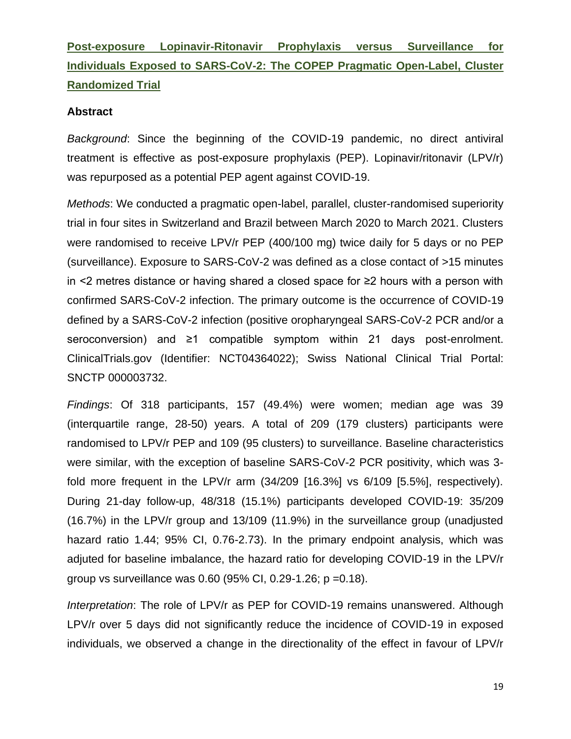**Post-exposure Lopinavir-Ritonavir Prophylaxis versus Surveillance for Individuals Exposed to SARS-CoV-2: The COPEP Pragmatic Open-Label, Cluster Randomized Trial**

### Abstract

*Background*: Since the beginning of the COVID-19 pandemic, no direct antiviral treatment is effective as post-exposure prophylaxis (PEP). Lopinavir/ritonavir (LPV/r) was repurposed as a potential PEP agent against COVID-19.

*Methods*: We conducted a pragmatic open-label, parallel, cluster-randomised superiority trial in four sites in Switzerland and Brazil between March 2020 to March 2021. Clusters were randomised to receive LPV/r PEP (400/100 mg) twice daily for 5 days or no PEP (surveillance). Exposure to SARS-CoV-2 was defined as a close contact of >15 minutes in <2 metres distance or having shared a closed space for ≥2 hours with a person with confirmed SARS-CoV-2 infection. The primary outcome is the occurrence of COVID-19 defined by a SARS-CoV-2 infection (positive oropharyngeal SARS-CoV-2 PCR and/or a seroconversion) and ≥1 compatible symptom within 21 days post-enrolment. ClinicalTrials.gov (Identifier: NCT04364022); Swiss National Clinical Trial Portal: SNCTP 000003732.

*Findings*: Of 318 participants, 157 (49.4%) were women; median age was 39 (interquartile range, 28-50) years. A total of 209 (179 clusters) participants were randomised to LPV/r PEP and 109 (95 clusters) to surveillance. Baseline characteristics were similar, with the exception of baseline SARS-CoV-2 PCR positivity, which was 3-fold more frequent in the LPV/r arm (34/209 [16.3%] vs 6/109 [5.5%], respectively). During 21-day follow-up, 48/318 (15.1%) participants developed COVID-19: 35/209 (16.7%) in the LPV/r group and 13/109 (11.9%) in the surveillance group (unadjusted hazard ratio 1.44; 95% CI, 0.76-2.73). In the primary endpoint analysis, which was adjuted for baseline imbalance, the hazard ratio for developing COVID-19 in the LPV/r group vs surveillance was 0.60 (95% CI, 0.29-1.26; p =0.18).

*Interpretation*: The role of LPV/r as PEP for COVID-19 remains unanswered. Although LPV/r over 5 days did not significantly reduce the incidence of COVID-19 in exposed individuals, we observed a change in the directionality of the effect in favour of LPV/r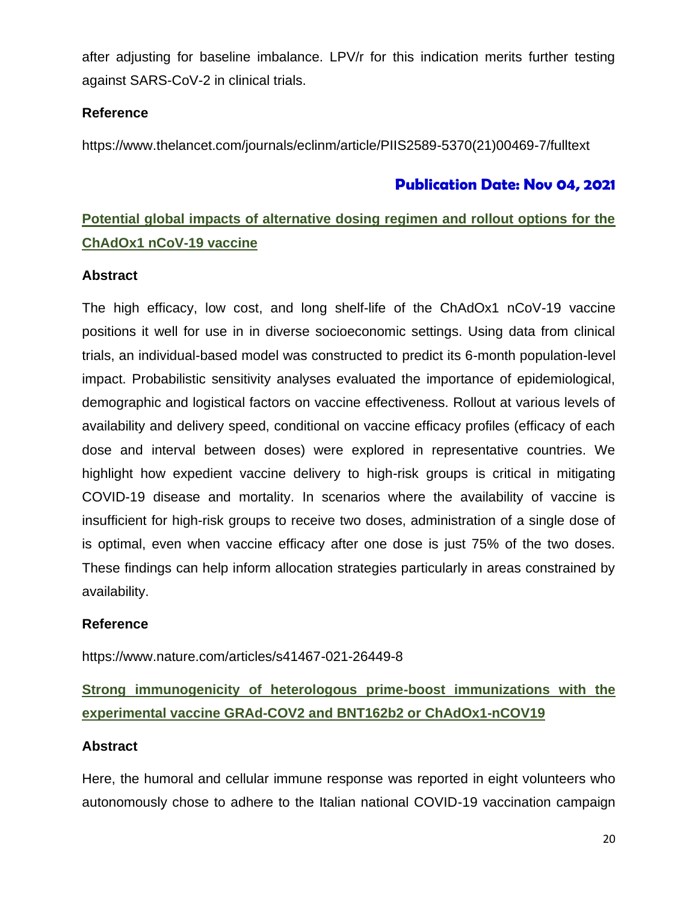after adjusting for baseline imbalance. LPV/r for this indication merits further testing against SARS-CoV-2 in clinical trials.

**Reference**

https://www.thelancet.com/journals/eclinm/article/PIIS2589-5370(21)00469-7/fulltext

## Publication Date: Nov 04, 2021

### Potential global impacts of alternative dosing regimen and rollout options for the ChAdOx1 nCoV-19 vaccine

**Abstract**

The high efficacy, low cost, and long shelf-life of the ChAdOx1 nCoV-19 vaccine positions it well for use in in diverse socioeconomic settings. Using data from clinical trials, an individual-based model was constructed to predict its 6-month population-level impact. Probabilistic sensitivity analyses evaluated the importance of epidemiological, demographic and logistical factors on vaccine effectiveness. Rollout at various levels of availability and delivery speed, conditional on vaccine efficacy profiles (efficacy of each dose and interval between doses) were explored in representative countries. We highlight how expedient vaccine delivery to high-risk groups is critical in mitigating COVID-19 disease and mortality. In scenarios where the availability of vaccine is insufficient for high-risk groups to receive two doses, administration of a single dose of is optimal, even when vaccine efficacy after one dose is just 75% of the two doses. These findings can help inform allocation strategies particularly in areas constrained by availability.

**Reference**

https://www.nature.com/articles/s41467-021-26449-8

### Strong immunogenicity of heterologous prime-boost immunizations with the experimental vaccine GRAd-COV2 and BNT162b2 or ChAdOx1-nCOV19

**Abstract**

Here, the humoral and cellular immune response was reported in eight volunteers who autonomously chose to adhere to the Italian national COVID-19 vaccination campaign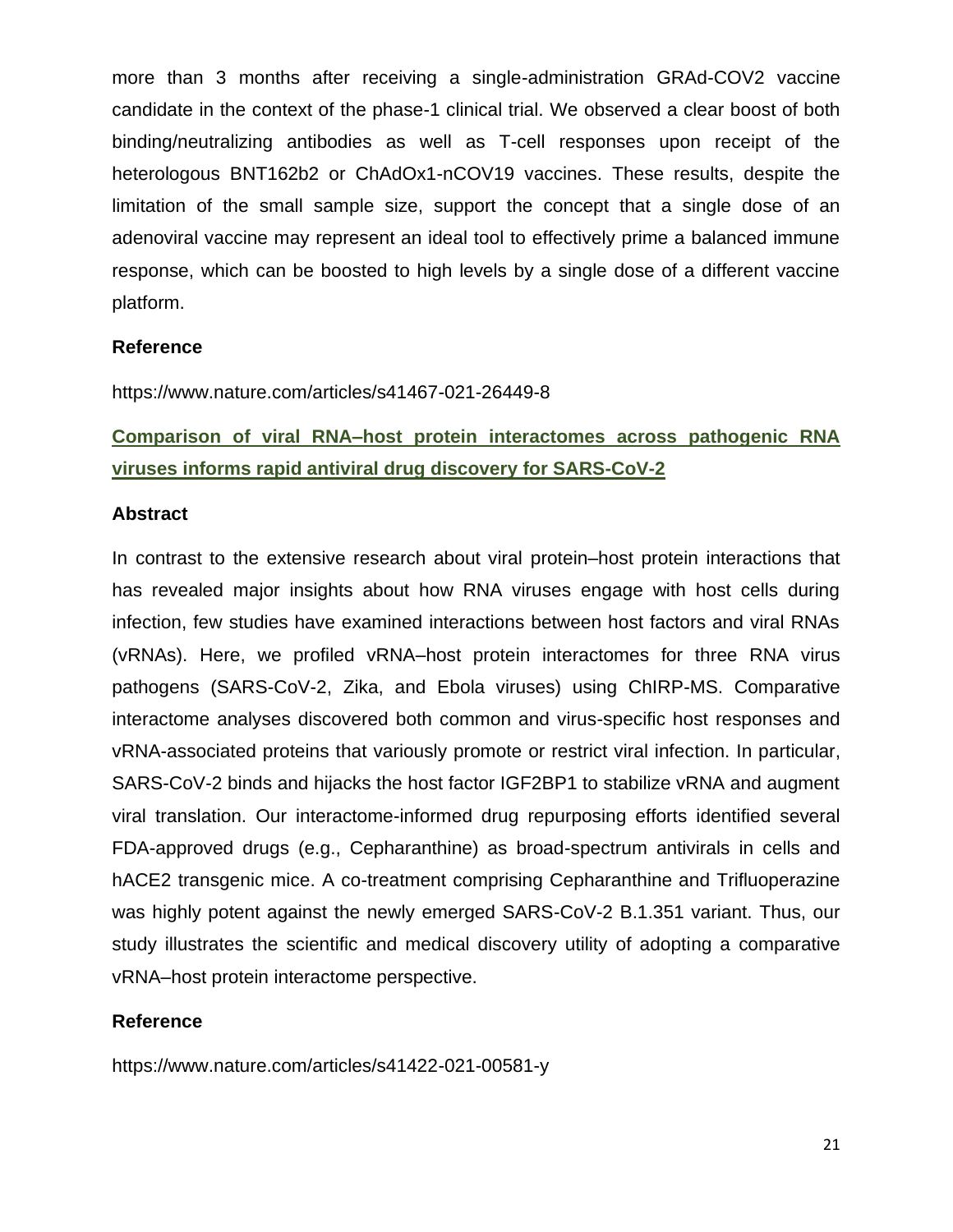more than 3 months after receiving a single-administration GRAd-COV2 vaccine candidate in the context of the phase-1 clinical trial. We observed a clear boost of both binding/neutralizing antibodies as well as T-cell responses upon receipt of the heterologous BNT162b2 or ChAdOx1-nCOV19 vaccines. These results, despite the limitation of the small sample size, support the concept that a single dose of an adenoviral vaccine may represent an ideal tool to effectively prime a balanced immune response, which can be boosted to high levels by a single dose of a different vaccine platform.

**Reference**

https://www.nature.com/articles/s41467-021-26449-8

## Comparison of viral RNA–host protein interactomes across pathogenic RNA viruses informs rapid antiviral drug discovery for SARS-CoV-2

**Abstract**

In contrast to the extensive research about viral protein–host protein interactions that has revealed major insights about how RNA viruses engage with host cells during infection, few studies have examined interactions between host factors and viral RNAs (vRNAs). Here, we profiled vRNA–host protein interactomes for three RNA virus pathogens (SARS-CoV-2, Zika, and Ebola viruses) using ChIRP-MS. Comparative interactome analyses discovered both common and virus-specific host responses and vRNA-associated proteins that variously promote or restrict viral infection. In particular, SARS-CoV-2 binds and hijacks the host factor IGF2BP1 to stabilize vRNA and augment viral translation. Our interactome-informed drug repurposing efforts identified several FDA-approved drugs (e.g., Cepharanthine) as broad-spectrum antivirals in cells and hACE2 transgenic mice. A co-treatment comprising Cepharanthine and Trifluoperazine was highly potent against the newly emerged SARS-CoV-2 B.1.351 variant. Thus, our study illustrates the scientific and medical discovery utility of adopting a comparative vRNA–host protein interactome perspective.

**Reference**

https://www.nature.com/articles/s41422-021-00581-y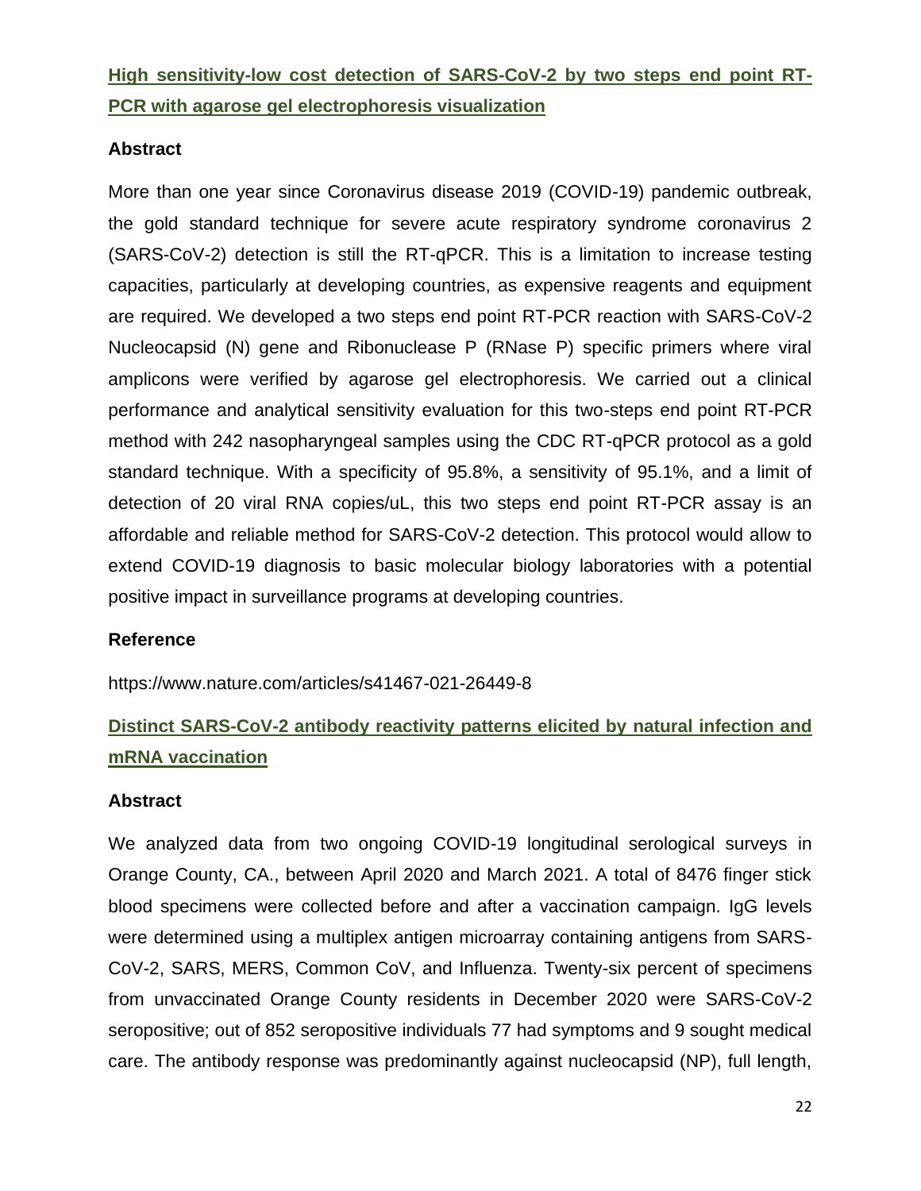## High sensitivity-low cost detection of SARS-CoV-2 by two steps end point RT-PCR with agarose gel electrophoresis visualization

### Abstract

More than one year since Coronavirus disease 2019 (COVID-19) pandemic outbreak, the gold standard technique for severe acute respiratory syndrome coronavirus 2 (SARS-CoV-2) detection is still the RT-qPCR. This is a limitation to increase testing capacities, particularly at developing countries, as expensive reagents and equipment are required. We developed a two steps end point RT-PCR reaction with SARS-CoV-2 Nucleocapsid (N) gene and Ribonuclease P (RNase P) specific primers where viral amplicons were verified by agarose gel electrophoresis. We carried out a clinical performance and analytical sensitivity evaluation for this two-steps end point RT-PCR method with 242 nasopharyngeal samples using the CDC RT-qPCR protocol as a gold standard technique. With a specificity of 95.8%, a sensitivity of 95.1%, and a limit of detection of 20 viral RNA copies/uL, this two steps end point RT-PCR assay is an affordable and reliable method for SARS-CoV-2 detection. This protocol would allow to extend COVID-19 diagnosis to basic molecular biology laboratories with a potential positive impact in surveillance programs at developing countries.

### Reference

https://www.nature.com/articles/s41467-021-26449-8

## Distinct SARS-CoV-2 antibody reactivity patterns elicited by natural infection and mRNA vaccination

### Abstract

We analyzed data from two ongoing COVID-19 longitudinal serological surveys in Orange County, CA., between April 2020 and March 2021. A total of 8476 finger stick blood specimens were collected before and after a vaccination campaign. IgG levels were determined using a multiplex antigen microarray containing antigens from SARS-CoV-2, SARS, MERS, Common CoV, and Influenza. Twenty-six percent of specimens from unvaccinated Orange County residents in December 2020 were SARS-CoV-2 seropositive; out of 852 seropositive individuals 77 had symptoms and 9 sought medical care. The antibody response was predominantly against nucleocapsid (NP), full length,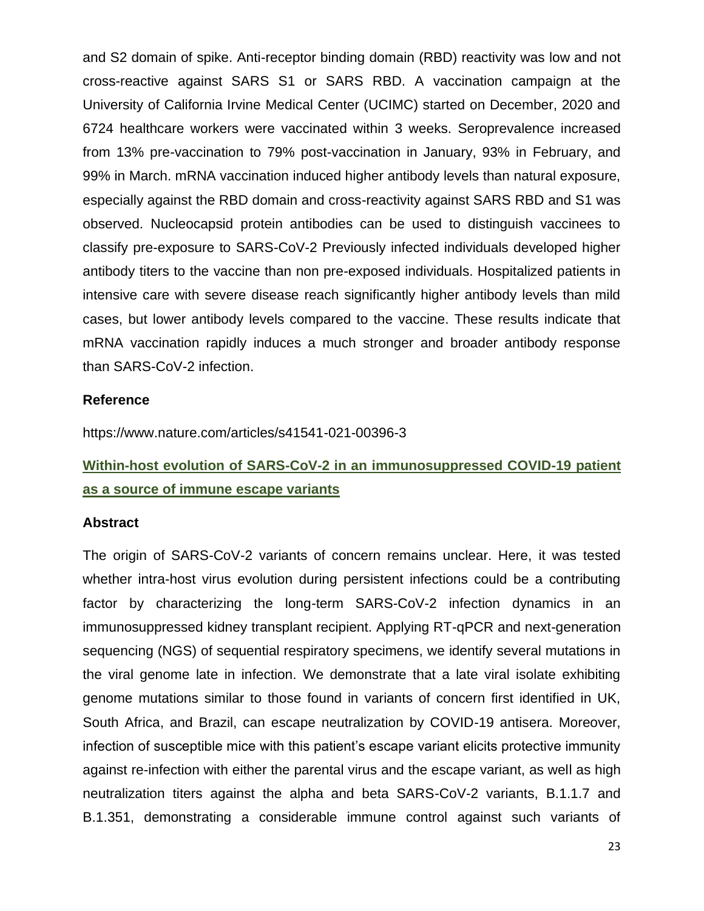and S2 domain of spike. Anti-receptor binding domain (RBD) reactivity was low and not cross-reactive against SARS S1 or SARS RBD. A vaccination campaign at the University of California Irvine Medical Center (UCIMC) started on December, 2020 and 6724 healthcare workers were vaccinated within 3 weeks. Seroprevalence increased from 13% pre-vaccination to 79% post-vaccination in January, 93% in February, and 99% in March. mRNA vaccination induced higher antibody levels than natural exposure, especially against the RBD domain and cross-reactivity against SARS RBD and S1 was observed. Nucleocapsid protein antibodies can be used to distinguish vaccinees to classify pre-exposure to SARS-CoV-2 Previously infected individuals developed higher antibody titers to the vaccine than non pre-exposed individuals. Hospitalized patients in intensive care with severe disease reach significantly higher antibody levels than mild cases, but lower antibody levels compared to the vaccine. These results indicate that mRNA vaccination rapidly induces a much stronger and broader antibody response than SARS-CoV-2 infection.

### Reference

https://www.nature.com/articles/s41541-021-00396-3

## Within-host evolution of SARS-CoV-2 in an immunosuppressed COVID-19 patient as a source of immune escape variants

### Abstract

The origin of SARS-CoV-2 variants of concern remains unclear. Here, it was tested whether intra-host virus evolution during persistent infections could be a contributing factor by characterizing the long-term SARS-CoV-2 infection dynamics in an immunosuppressed kidney transplant recipient. Applying RT-qPCR and next-generation sequencing (NGS) of sequential respiratory specimens, we identify several mutations in the viral genome late in infection. We demonstrate that a late viral isolate exhibiting genome mutations similar to those found in variants of concern first identified in UK, South Africa, and Brazil, can escape neutralization by COVID-19 antisera. Moreover, infection of susceptible mice with this patient's escape variant elicits protective immunity against re-infection with either the parental virus and the escape variant, as well as high neutralization titers against the alpha and beta SARS-CoV-2 variants, B.1.1.7 and B.1.351, demonstrating a considerable immune control against such variants of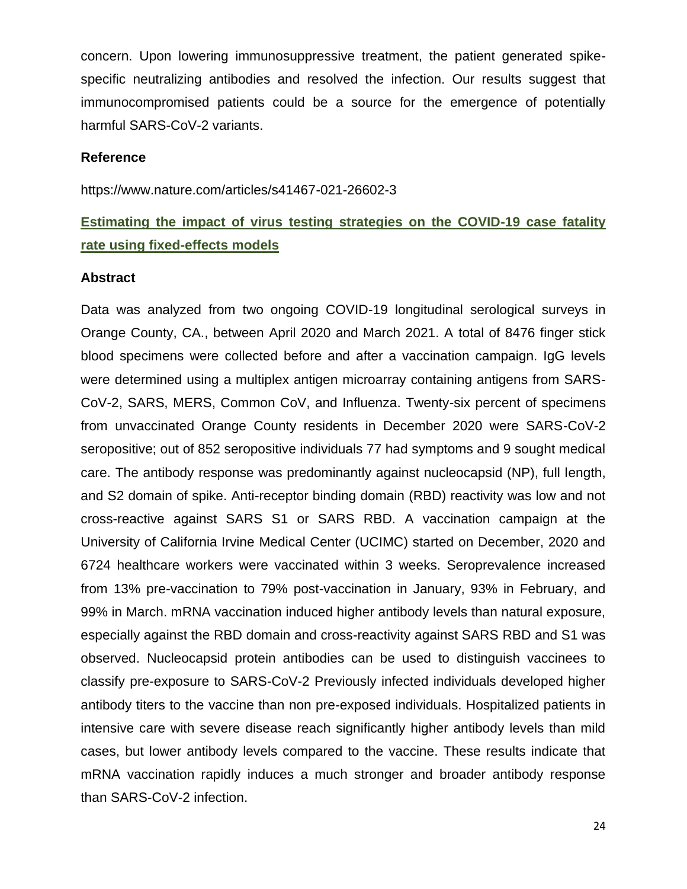concern. Upon lowering immunosuppressive treatment, the patient generated spike-specific neutralizing antibodies and resolved the infection. Our results suggest that immunocompromised patients could be a source for the emergence of potentially harmful SARS-CoV-2 variants.

**Reference**

https://www.nature.com/articles/s41467-021-26602-3

## Estimating the impact of virus testing strategies on the COVID-19 case fatality rate using fixed-effects models

**Abstract**

Data was analyzed from two ongoing COVID-19 longitudinal serological surveys in Orange County, CA., between April 2020 and March 2021. A total of 8476 finger stick blood specimens were collected before and after a vaccination campaign. IgG levels were determined using a multiplex antigen microarray containing antigens from SARS-CoV-2, SARS, MERS, Common CoV, and Influenza. Twenty-six percent of specimens from unvaccinated Orange County residents in December 2020 were SARS-CoV-2 seropositive; out of 852 seropositive individuals 77 had symptoms and 9 sought medical care. The antibody response was predominantly against nucleocapsid (NP), full length, and S2 domain of spike. Anti-receptor binding domain (RBD) reactivity was low and not cross-reactive against SARS S1 or SARS RBD. A vaccination campaign at the University of California Irvine Medical Center (UCIMC) started on December, 2020 and 6724 healthcare workers were vaccinated within 3 weeks. Seroprevalence increased from 13% pre-vaccination to 79% post-vaccination in January, 93% in February, and 99% in March. mRNA vaccination induced higher antibody levels than natural exposure, especially against the RBD domain and cross-reactivity against SARS RBD and S1 was observed. Nucleocapsid protein antibodies can be used to distinguish vaccinees to classify pre-exposure to SARS-CoV-2 Previously infected individuals developed higher antibody titers to the vaccine than non pre-exposed individuals. Hospitalized patients in intensive care with severe disease reach significantly higher antibody levels than mild cases, but lower antibody levels compared to the vaccine. These results indicate that mRNA vaccination rapidly induces a much stronger and broader antibody response than SARS-CoV-2 infection.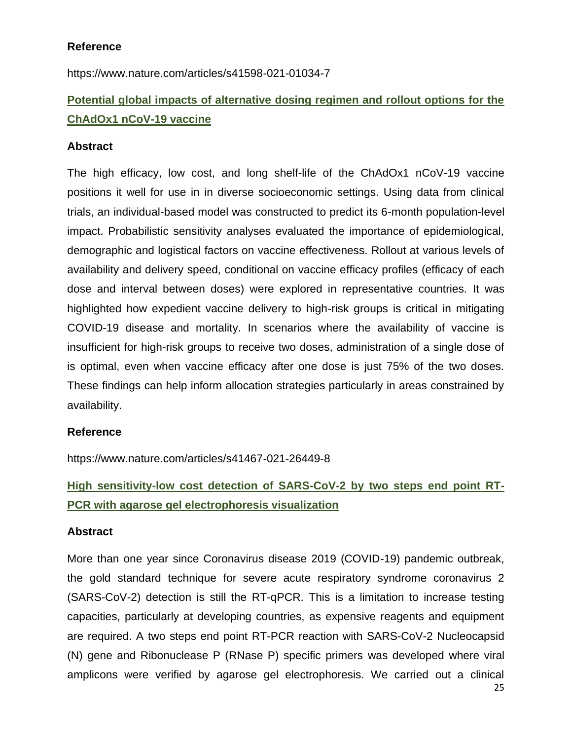**Reference**

https://www.nature.com/articles/s41598-021-01034-7

## Potential global impacts of alternative dosing regimen and rollout options for the ChAdOx1 nCoV-19 vaccine

**Abstract**

The high efficacy, low cost, and long shelf-life of the ChAdOx1 nCoV-19 vaccine positions it well for use in in diverse socioeconomic settings. Using data from clinical trials, an individual-based model was constructed to predict its 6-month population-level impact. Probabilistic sensitivity analyses evaluated the importance of epidemiological, demographic and logistical factors on vaccine effectiveness. Rollout at various levels of availability and delivery speed, conditional on vaccine efficacy profiles (efficacy of each dose and interval between doses) were explored in representative countries. It was highlighted how expedient vaccine delivery to high-risk groups is critical in mitigating COVID-19 disease and mortality. In scenarios where the availability of vaccine is insufficient for high-risk groups to receive two doses, administration of a single dose of is optimal, even when vaccine efficacy after one dose is just 75% of the two doses. These findings can help inform allocation strategies particularly in areas constrained by availability.

**Reference**

https://www.nature.com/articles/s41467-021-26449-8

## High sensitivity-low cost detection of SARS-CoV-2 by two steps end point RT-PCR with agarose gel electrophoresis visualization

**Abstract**

More than one year since Coronavirus disease 2019 (COVID-19) pandemic outbreak, the gold standard technique for severe acute respiratory syndrome coronavirus 2 (SARS-CoV-2) detection is still the RT-qPCR. This is a limitation to increase testing capacities, particularly at developing countries, as expensive reagents and equipment are required. A two steps end point RT-PCR reaction with SARS-CoV-2 Nucleocapsid (N) gene and Ribonuclease P (RNase P) specific primers was developed where viral amplicons were verified by agarose gel electrophoresis. We carried out a clinical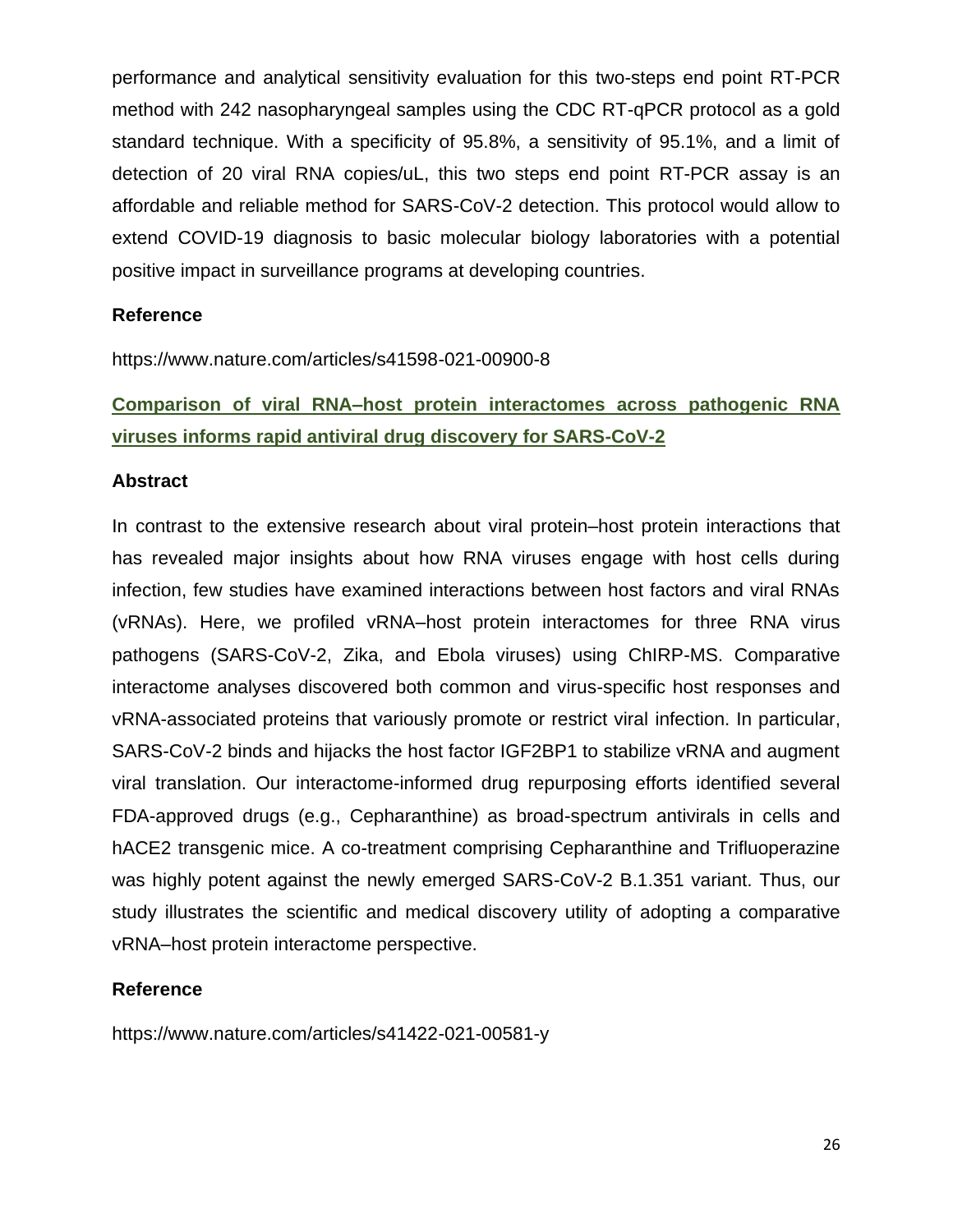performance and analytical sensitivity evaluation for this two-steps end point RT-PCR method with 242 nasopharyngeal samples using the CDC RT-qPCR protocol as a gold standard technique. With a specificity of 95.8%, a sensitivity of 95.1%, and a limit of detection of 20 viral RNA copies/uL, this two steps end point RT-PCR assay is an affordable and reliable method for SARS-CoV-2 detection. This protocol would allow to extend COVID-19 diagnosis to basic molecular biology laboratories with a potential positive impact in surveillance programs at developing countries.

**Reference**

https://www.nature.com/articles/s41598-021-00900-8

## Comparison of viral RNA–host protein interactomes across pathogenic RNA viruses informs rapid antiviral drug discovery for SARS-CoV-2

**Abstract**

In contrast to the extensive research about viral protein–host protein interactions that has revealed major insights about how RNA viruses engage with host cells during infection, few studies have examined interactions between host factors and viral RNAs (vRNAs). Here, we profiled vRNA–host protein interactomes for three RNA virus pathogens (SARS-CoV-2, Zika, and Ebola viruses) using ChIRP-MS. Comparative interactome analyses discovered both common and virus-specific host responses and vRNA-associated proteins that variously promote or restrict viral infection. In particular, SARS-CoV-2 binds and hijacks the host factor IGF2BP1 to stabilize vRNA and augment viral translation. Our interactome-informed drug repurposing efforts identified several FDA-approved drugs (e.g., Cepharanthine) as broad-spectrum antivirals in cells and hACE2 transgenic mice. A co-treatment comprising Cepharanthine and Trifluoperazine was highly potent against the newly emerged SARS-CoV-2 B.1.351 variant. Thus, our study illustrates the scientific and medical discovery utility of adopting a comparative vRNA–host protein interactome perspective.

**Reference**

https://www.nature.com/articles/s41422-021-00581-y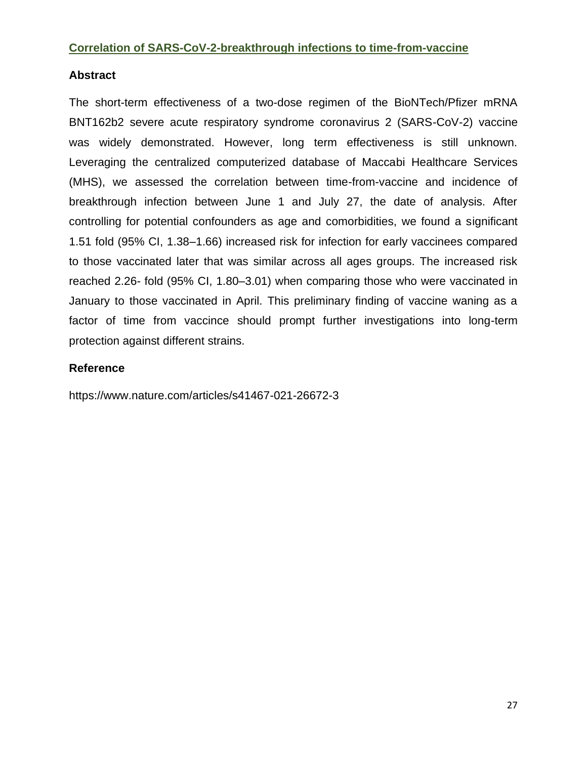## Correlation of SARS-CoV-2-breakthrough infections to time-from-vaccine

### Abstract

The short-term effectiveness of a two-dose regimen of the BioNTech/Pfizer mRNA BNT162b2 severe acute respiratory syndrome coronavirus 2 (SARS-CoV-2) vaccine was widely demonstrated. However, long term effectiveness is still unknown. Leveraging the centralized computerized database of Maccabi Healthcare Services (MHS), we assessed the correlation between time-from-vaccine and incidence of breakthrough infection between June 1 and July 27, the date of analysis. After controlling for potential confounders as age and comorbidities, we found a significant 1.51 fold (95% CI, 1.38–1.66) increased risk for infection for early vaccinees compared to those vaccinated later that was similar across all ages groups. The increased risk reached 2.26- fold (95% CI, 1.80–3.01) when comparing those who were vaccinated in January to those vaccinated in April. This preliminary finding of vaccine waning as a factor of time from vaccince should prompt further investigations into long-term protection against different strains.

### Reference

https://www.nature.com/articles/s41467-021-26672-3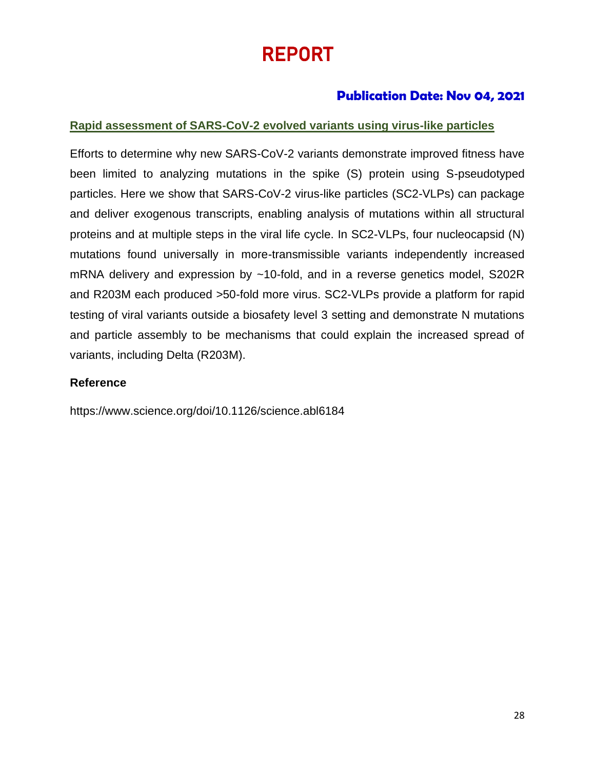# REPORT

### Publication Date: Nov 04, 2021

## Rapid assessment of SARS-CoV-2 evolved variants using virus-like particles

Efforts to determine why new SARS-CoV-2 variants demonstrate improved fitness have been limited to analyzing mutations in the spike (S) protein using S-pseudotyped particles. Here we show that SARS-CoV-2 virus-like particles (SC2-VLPs) can package and deliver exogenous transcripts, enabling analysis of mutations within all structural proteins and at multiple steps in the viral life cycle. In SC2-VLPs, four nucleocapsid (N) mutations found universally in more-transmissible variants independently increased mRNA delivery and expression by ~10-fold, and in a reverse genetics model, S202R and R203M each produced >50-fold more virus. SC2-VLPs provide a platform for rapid testing of viral variants outside a biosafety level 3 setting and demonstrate N mutations and particle assembly to be mechanisms that could explain the increased spread of variants, including Delta (R203M).

### Reference

https://www.science.org/doi/10.1126/science.abl6184